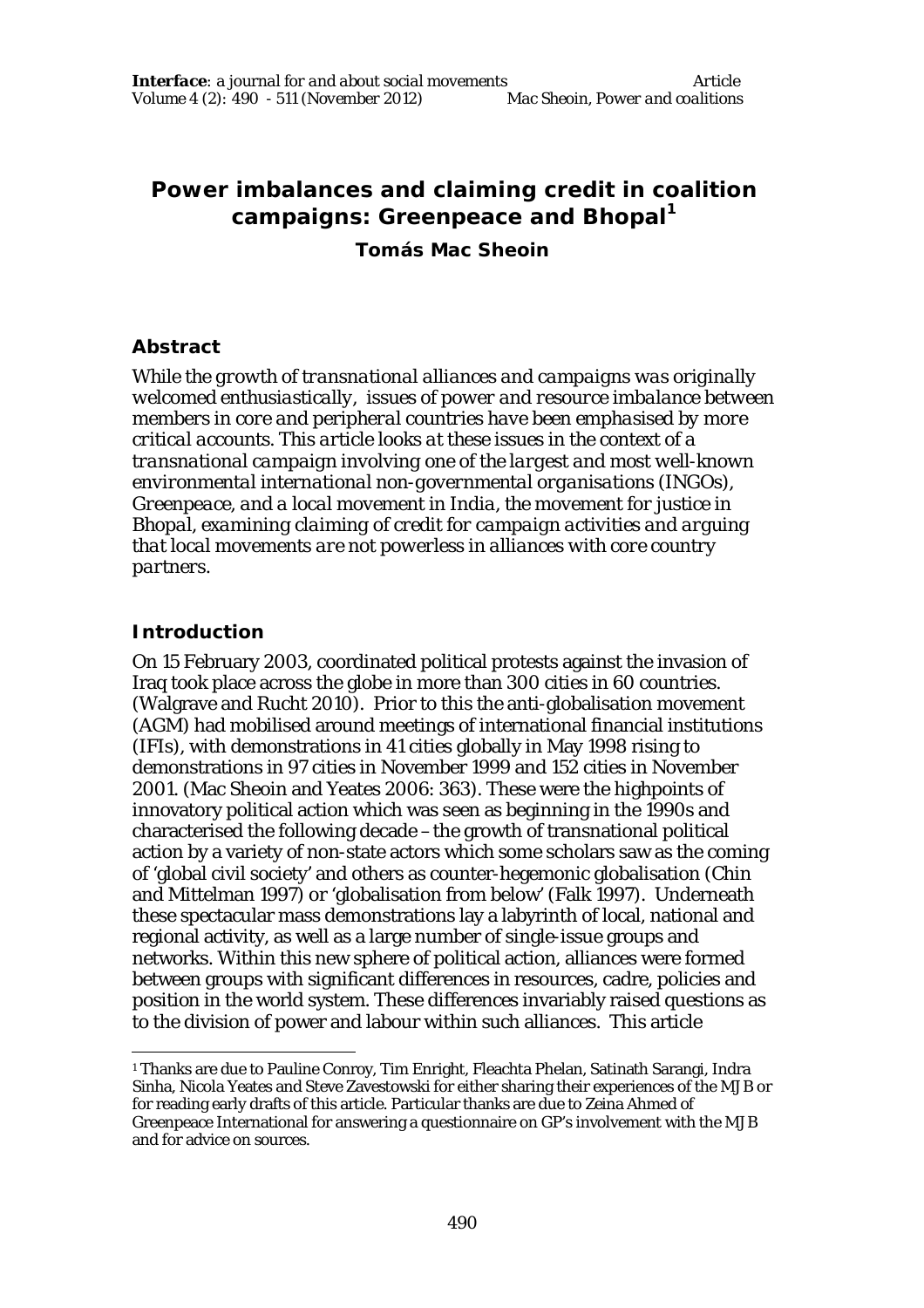# Power imbalances and claiming credit in coalition campaigns: Greenpeace and Bhopal[1]

**Tomás Mac Sheoin**

## Abstract

*While the growth of transnational alliances and campaigns was originally welcomed enthusiastically, issues of power and resource imbalance between members in core and peripheral countries have been emphasised by more critical accounts. This article looks at these issues in the context of a transnational campaign involving one of the largest and most well-known environmental international non-governmental organisations (INGOs), Greenpeace, and a local movement in India, the movement for justice in Bhopal, examining claiming of credit for campaign activities and arguing that local movements are not powerless in alliances with core country partners.*

## Introduction

On 15 February 2003, coordinated political protests against the invasion of Iraq took place across the globe in more than 300 cities in 60 countries. (Walgrave and Rucht 2010). Prior to this the anti-globalisation movement (AGM) had mobilised around meetings of international financial institutions (IFIs), with demonstrations in 41 cities globally in May 1998 rising to demonstrations in 97 cities in November 1999 and 152 cities in November 2001. (Mac Sheoin and Yeates 2006: 363). These were the highpoints of innovatory political action which was seen as beginning in the 1990s and characterised the following decade – the growth of transnational political action by a variety of non-state actors which some scholars saw as the coming of 'global civil society' and others as counter-hegemonic globalisation (Chin and Mittelman 1997) or 'globalisation from below' (Falk 1997). Underneath these spectacular mass demonstrations lay a labyrinth of local, national and regional activity, as well as a large number of single-issue groups and networks. Within this new sphere of political action, alliances were formed between groups with significant differences in resources, cadre, policies and position in the world system. These differences invariably raised questions as to the division of power and labour within such alliances. This article

[1] Thanks are due to Pauline Conroy, Tim Enright, Fleachta Phelan, Satinath Sarangi, Indra Sinha, Nicola Yeates and Steve Zavestowski for either sharing their experiences of the MJB or for reading early drafts of this article. Particular thanks are due to Zeina Ahmed of Greenpeace International for answering a questionnaire on GP's involvement with the MJB and for advice on sources.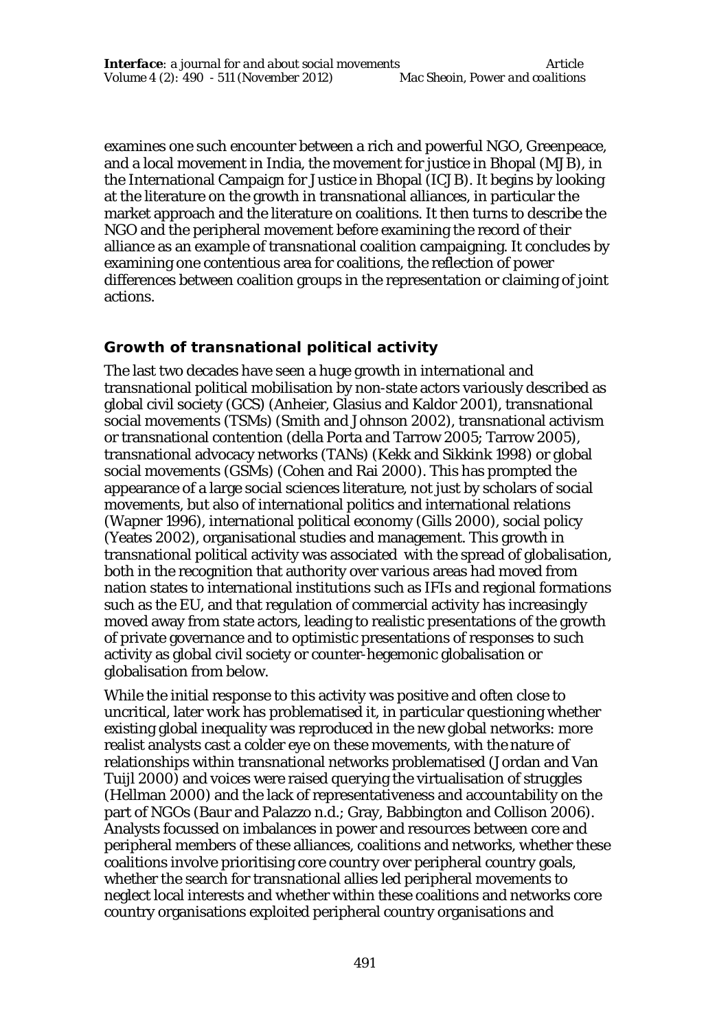examines one such encounter between a rich and powerful NGO, Greenpeace, and a local movement in India, the movement for justice in Bhopal (MJB), in the International Campaign for Justice in Bhopal (ICJB). It begins by looking at the literature on the growth in transnational alliances, in particular the market approach and the literature on coalitions. It then turns to describe the NGO and the peripheral movement before examining the record of their alliance as an example of transnational coalition campaigning. It concludes by examining one contentious area for coalitions, the reflection of power differences between coalition groups in the representation or claiming of joint actions.

## Growth of transnational political activity

The last two decades have seen a huge growth in international and transnational political mobilisation by non-state actors variously described as global civil society (GCS) (Anheier, Glasius and Kaldor 2001), transnational social movements (TSMs) (Smith and Johnson 2002), transnational activism or transnational contention (della Porta and Tarrow 2005; Tarrow 2005), transnational advocacy networks (TANs) (Kekk and Sikkink 1998) or global social movements (GSMs) (Cohen and Rai 2000). This has prompted the appearance of a large social sciences literature, not just by scholars of social movements, but also of international politics and international relations (Wapner 1996), international political economy (Gills 2000), social policy (Yeates 2002), organisational studies and management. This growth in transnational political activity was associated with the spread of globalisation, both in the recognition that authority over various areas had moved from nation states to international institutions such as IFIs and regional formations such as the EU, and that regulation of commercial activity has increasingly moved away from state actors, leading to realistic presentations of the growth of private governance and to optimistic presentations of responses to such activity as global civil society or counter-hegemonic globalisation or globalisation from below.

While the initial response to this activity was positive and often close to uncritical, later work has problematised it, in particular questioning whether existing global inequality was reproduced in the new global networks: more realist analysts cast a colder eye on these movements, with the nature of relationships within transnational networks problematised (Jordan and Van Tuijl 2000) and voices were raised querying the virtualisation of struggles (Hellman 2000) and the lack of representativeness and accountability on the part of NGOs (Baur and Palazzo n.d.; Gray, Babbington and Collison 2006). Analysts focussed on imbalances in power and resources between core and peripheral members of these alliances, coalitions and networks, whether these coalitions involve prioritising core country over peripheral country goals, whether the search for transnational allies led peripheral movements to neglect local interests and whether within these coalitions and networks core country organisations exploited peripheral country organisations and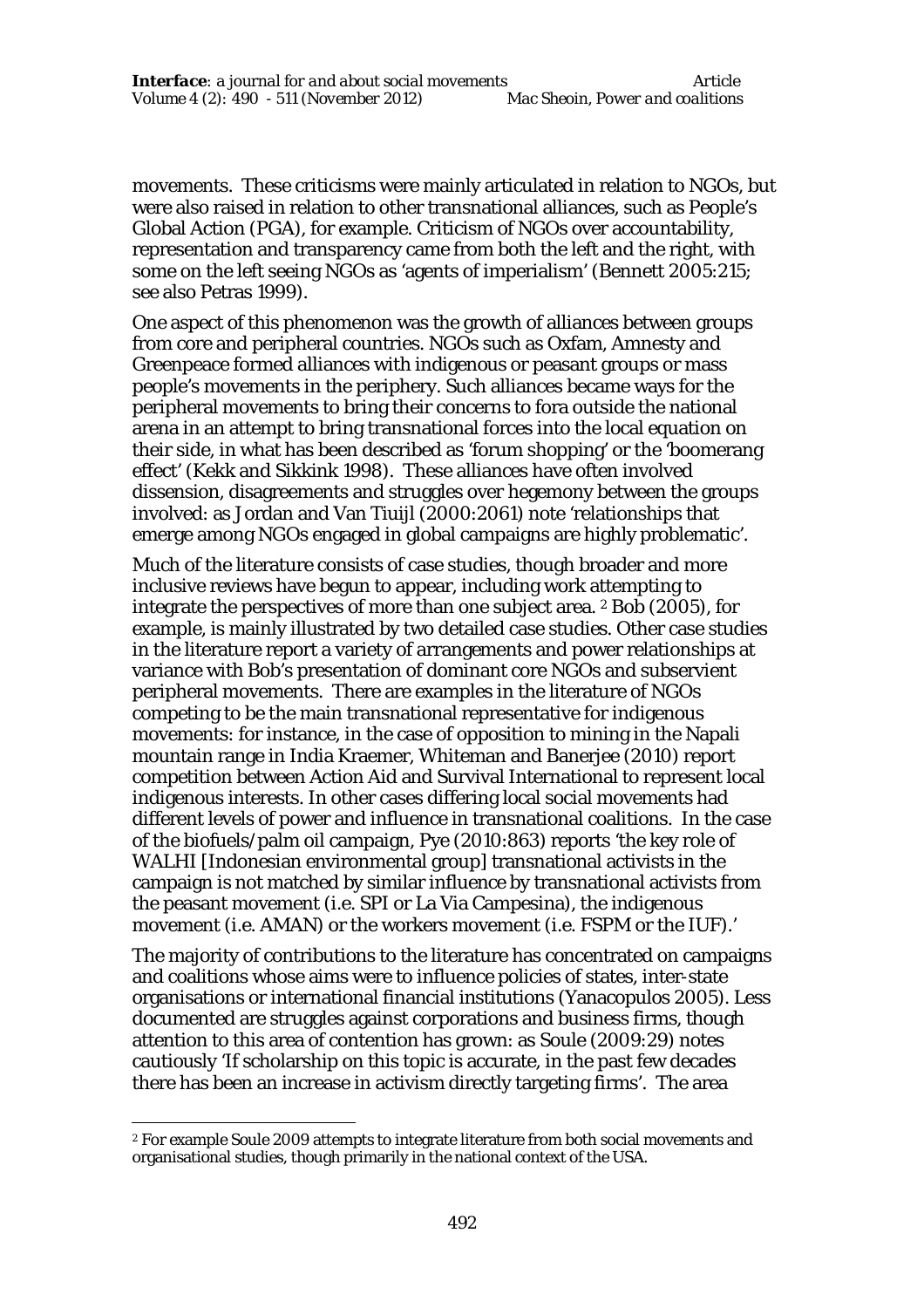movements. These criticisms were mainly articulated in relation to NGOs, but were also raised in relation to other transnational alliances, such as People's Global Action (PGA), for example. Criticism of NGOs over accountability, representation and transparency came from both the left and the right, with some on the left seeing NGOs as 'agents of imperialism' (Bennett 2005:215; see also Petras 1999).

One aspect of this phenomenon was the growth of alliances between groups from core and peripheral countries. NGOs such as Oxfam, Amnesty and Greenpeace formed alliances with indigenous or peasant groups or mass people's movements in the periphery. Such alliances became ways for the peripheral movements to bring their concerns to fora outside the national arena in an attempt to bring transnational forces into the local equation on their side, in what has been described as 'forum shopping' or the 'boomerang effect' (Kekk and Sikkink 1998). These alliances have often involved dissension, disagreements and struggles over hegemony between the groups involved: as Jordan and Van Tiuijl (2000:2061) note 'relationships that emerge among NGOs engaged in global campaigns are highly problematic'.

Much of the literature consists of case studies, though broader and more inclusive reviews have begun to appear, including work attempting to integrate the perspectives of more than one subject area. [2] Bob (2005), for example, is mainly illustrated by two detailed case studies. Other case studies in the literature report a variety of arrangements and power relationships at variance with Bob's presentation of dominant core NGOs and subservient peripheral movements. There are examples in the literature of NGOs competing to be the main transnational representative for indigenous movements: for instance, in the case of opposition to mining in the Napali mountain range in India Kraemer, Whiteman and Banerjee (2010) report competition between Action Aid and Survival International to represent local indigenous interests. In other cases differing local social movements had different levels of power and influence in transnational coalitions. In the case of the biofuels/palm oil campaign, Pye (2010:863) reports 'the key role of WALHI [Indonesian environmental group] transnational activists in the campaign is not matched by similar influence by transnational activists from the peasant movement (i.e. SPI or La Via Campesina), the indigenous movement (i.e. AMAN) or the workers movement (i.e. FSPM or the IUF).'

The majority of contributions to the literature has concentrated on campaigns and coalitions whose aims were to influence policies of states, inter-state organisations or international financial institutions (Yanacopulos 2005). Less documented are struggles against corporations and business firms, though attention to this area of contention has grown: as Soule (2009:29) notes cautiously 'If scholarship on this topic is accurate, in the past few decades there has been an increase in activism directly targeting firms'. The area

[2] For example Soule 2009 attempts to integrate literature from both social movements and organisational studies, though primarily in the national context of the USA.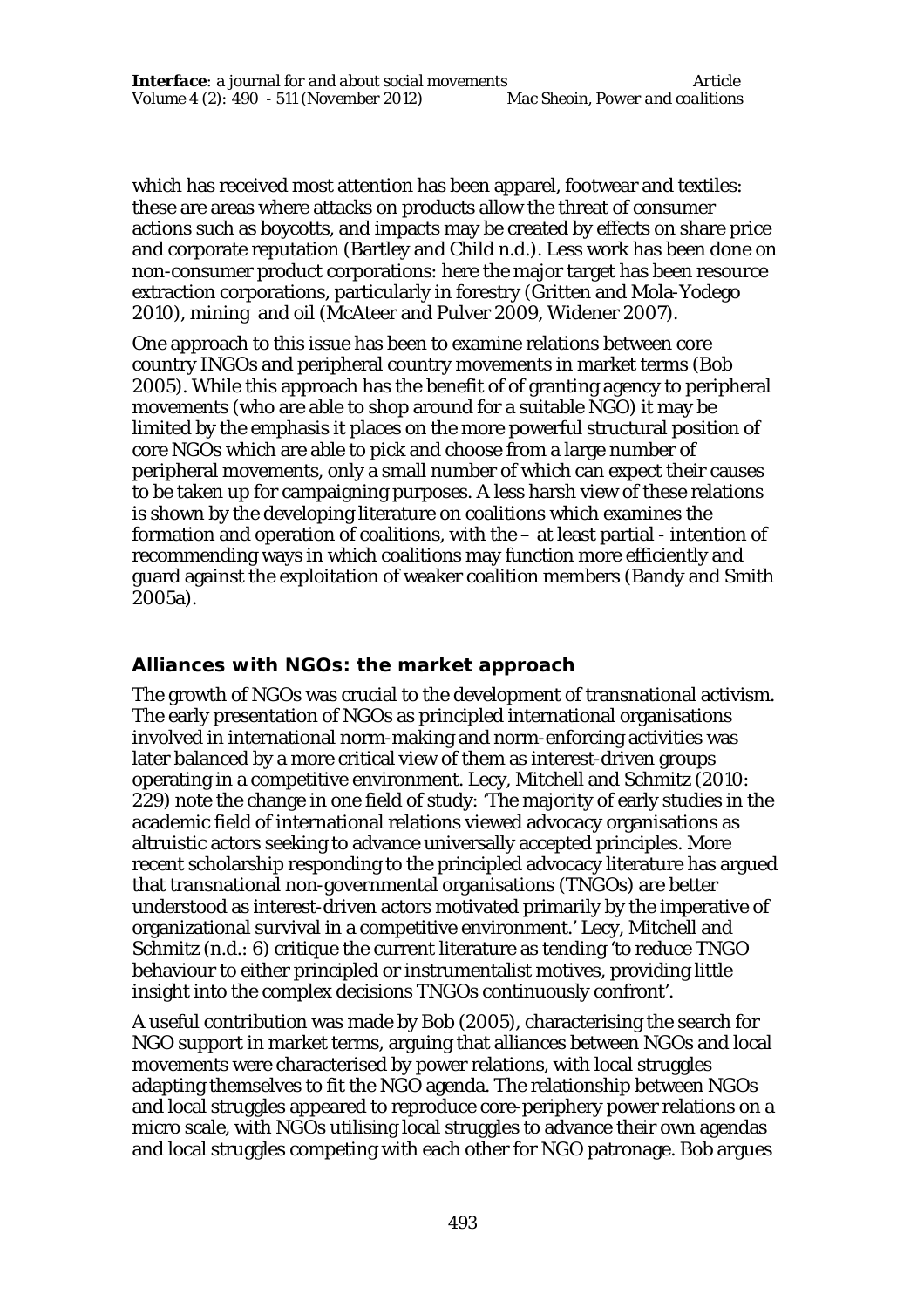which has received most attention has been apparel, footwear and textiles: these are areas where attacks on products allow the threat of consumer actions such as boycotts, and impacts may be created by effects on share price and corporate reputation (Bartley and Child n.d.). Less work has been done on non-consumer product corporations: here the major target has been resource extraction corporations, particularly in forestry (Gritten and Mola-Yodego 2010), mining and oil (McAteer and Pulver 2009, Widener 2007).

One approach to this issue has been to examine relations between core country INGOs and peripheral country movements in market terms (Bob 2005). While this approach has the benefit of of granting agency to peripheral movements (who are able to shop around for a suitable NGO) it may be limited by the emphasis it places on the more powerful structural position of core NGOs which are able to pick and choose from a large number of peripheral movements, only a small number of which can expect their causes to be taken up for campaigning purposes. A less harsh view of these relations is shown by the developing literature on coalitions which examines the formation and operation of coalitions, with the – at least partial - intention of recommending ways in which coalitions may function more efficiently and guard against the exploitation of weaker coalition members (Bandy and Smith 2005a).

## Alliances with NGOs: the market approach

The growth of NGOs was crucial to the development of transnational activism. The early presentation of NGOs as principled international organisations involved in international norm-making and norm-enforcing activities was later balanced by a more critical view of them as interest-driven groups operating in a competitive environment. Lecy, Mitchell and Schmitz (2010: 229) note the change in one field of study: 'The majority of early studies in the academic field of international relations viewed advocacy organisations as altruistic actors seeking to advance universally accepted principles. More recent scholarship responding to the principled advocacy literature has argued that transnational non-governmental organisations (TNGOs) are better understood as interest-driven actors motivated primarily by the imperative of organizational survival in a competitive environment.' Lecy, Mitchell and Schmitz (n.d.: 6) critique the current literature as tending 'to reduce TNGO behaviour to either principled or instrumentalist motives, providing little insight into the complex decisions TNGOs continuously confront'.

A useful contribution was made by Bob (2005), characterising the search for NGO support in market terms, arguing that alliances between NGOs and local movements were characterised by power relations, with local struggles adapting themselves to fit the NGO agenda. The relationship between NGOs and local struggles appeared to reproduce core-periphery power relations on a micro scale, with NGOs utilising local struggles to advance their own agendas and local struggles competing with each other for NGO patronage. Bob argues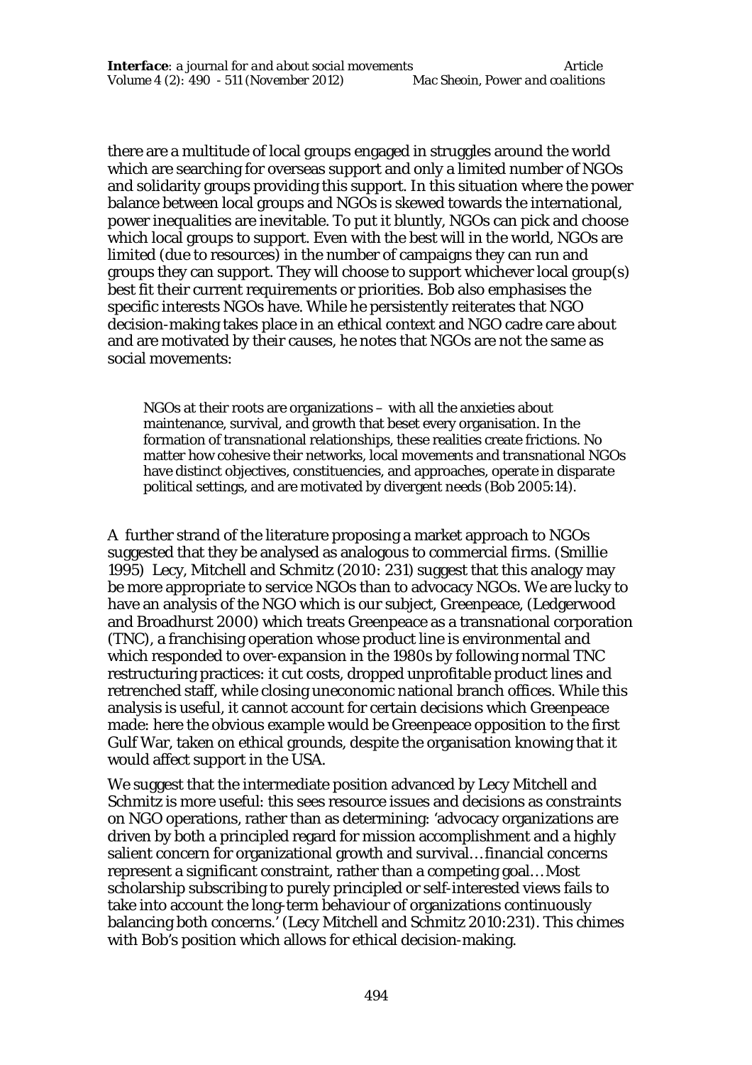there are a multitude of local groups engaged in struggles around the world which are searching for overseas support and only a limited number of NGOs and solidarity groups providing this support. In this situation where the power balance between local groups and NGOs is skewed towards the international, power inequalities are inevitable. To put it bluntly, NGOs can pick and choose which local groups to support. Even with the best will in the world, NGOs are limited (due to resources) in the number of campaigns they can run and groups they can support. They will choose to support whichever local group(s) best fit their current requirements or priorities. Bob also emphasises the specific interests NGOs have. While he persistently reiterates that NGO decision-making takes place in an ethical context and NGO cadre care about and are motivated by their causes, he notes that NGOs are not the same as social movements:

> NGOs at their roots are organizations – with all the anxieties about maintenance, survival, and growth that beset every organisation. In the formation of transnational relationships, these realities create frictions. No matter how cohesive their networks, local movements and transnational NGOs have distinct objectives, constituencies, and approaches, operate in disparate political settings, and are motivated by divergent needs (Bob 2005:14).

A further strand of the literature proposing a market approach to NGOs suggested that they be analysed as analogous to commercial firms. (Smillie 1995) Lecy, Mitchell and Schmitz (2010: 231) suggest that this analogy may be more appropriate to service NGOs than to advocacy NGOs. We are lucky to have an analysis of the NGO which is our subject, Greenpeace, (Ledgerwood and Broadhurst 2000) which treats Greenpeace as a transnational corporation (TNC), a franchising operation whose product line is environmental and which responded to over-expansion in the 1980s by following normal TNC restructuring practices: it cut costs, dropped unprofitable product lines and retrenched staff, while closing uneconomic national branch offices. While this analysis is useful, it cannot account for certain decisions which Greenpeace made: here the obvious example would be Greenpeace opposition to the first Gulf War, taken on ethical grounds, despite the organisation knowing that it would affect support in the USA.

We suggest that the intermediate position advanced by Lecy Mitchell and Schmitz is more useful: this sees resource issues and decisions as constraints on NGO operations, rather than as determining: 'advocacy organizations are driven by both a principled regard for mission accomplishment and a highly salient concern for organizational growth and survival… financial concerns represent a significant constraint, rather than a competing goal… Most scholarship subscribing to purely principled or self-interested views fails to take into account the long-term behaviour of organizations continuously balancing both concerns.' (Lecy Mitchell and Schmitz 2010:231). This chimes with Bob's position which allows for ethical decision-making.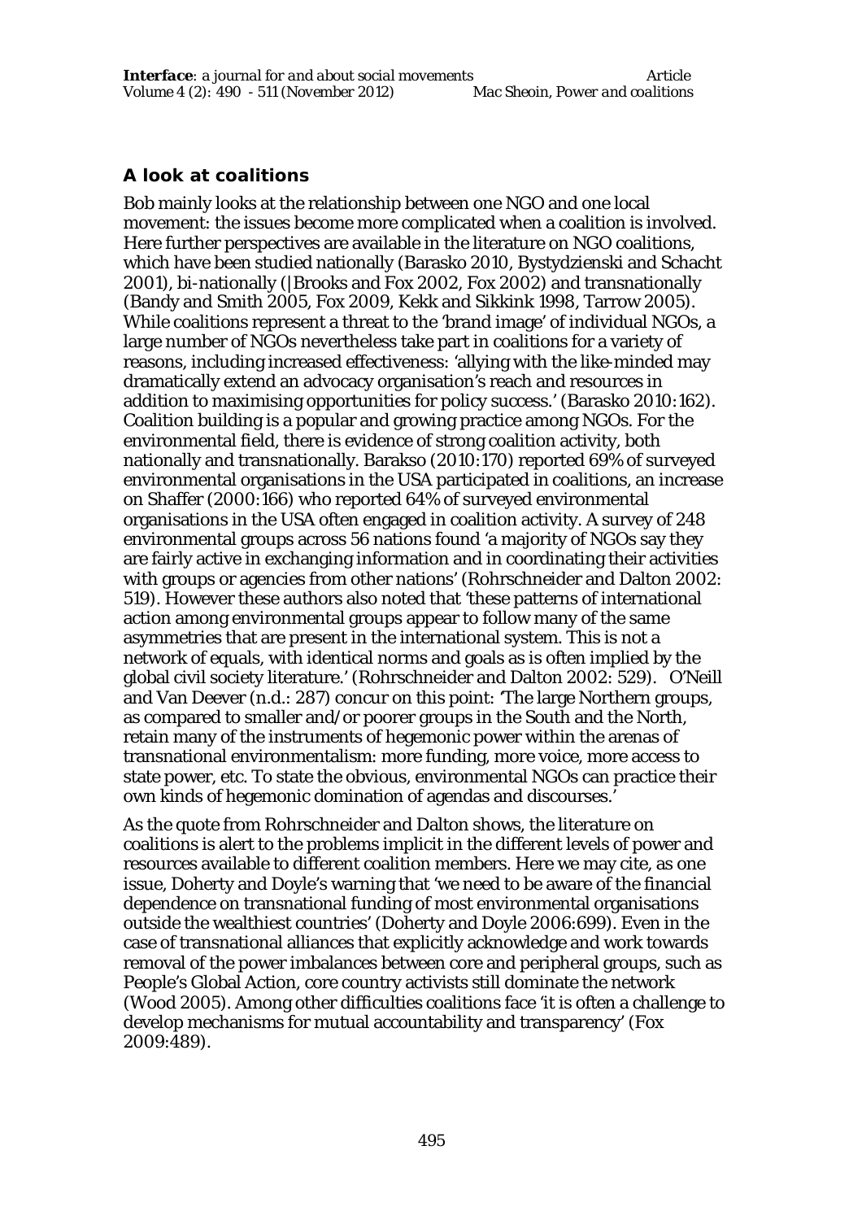## A look at coalitions

Bob mainly looks at the relationship between one NGO and one local movement: the issues become more complicated when a coalition is involved. Here further perspectives are available in the literature on NGO coalitions, which have been studied nationally (Barasko 2010, Bystydzienski and Schacht 2001), bi-nationally (|Brooks and Fox 2002, Fox 2002) and transnationally (Bandy and Smith 2005, Fox 2009, Kekk and Sikkink 1998, Tarrow 2005). While coalitions represent a threat to the 'brand image' of individual NGOs, a large number of NGOs nevertheless take part in coalitions for a variety of reasons, including increased effectiveness: 'allying with the like-minded may dramatically extend an advocacy organisation's reach and resources in addition to maximising opportunities for policy success.' (Barasko 2010:162). Coalition building is a popular and growing practice among NGOs. For the environmental field, there is evidence of strong coalition activity, both nationally and transnationally. Barakso (2010:170) reported 69% of surveyed environmental organisations in the USA participated in coalitions, an increase on Shaffer (2000:166) who reported 64% of surveyed environmental organisations in the USA often engaged in coalition activity. A survey of 248 environmental groups across 56 nations found 'a majority of NGOs say they are fairly active in exchanging information and in coordinating their activities with groups or agencies from other nations' (Rohrschneider and Dalton 2002: 519). However these authors also noted that 'these patterns of international action among environmental groups appear to follow many of the same asymmetries that are present in the international system. This is not a network of equals, with identical norms and goals as is often implied by the global civil society literature.' (Rohrschneider and Dalton 2002: 529). O'Neill and Van Deever (n.d.: 287) concur on this point: 'The large Northern groups, as compared to smaller and/or poorer groups in the South and the North, retain many of the instruments of hegemonic power within the arenas of transnational environmentalism: more funding, more voice, more access to state power, etc. To state the obvious, environmental NGOs can practice their own kinds of hegemonic domination of agendas and discourses.'

As the quote from Rohrschneider and Dalton shows, the literature on coalitions is alert to the problems implicit in the different levels of power and resources available to different coalition members. Here we may cite, as one issue, Doherty and Doyle's warning that 'we need to be aware of the financial dependence on transnational funding of most environmental organisations outside the wealthiest countries' (Doherty and Doyle 2006:699). Even in the case of transnational alliances that explicitly acknowledge and work towards removal of the power imbalances between core and peripheral groups, such as People's Global Action, core country activists still dominate the network (Wood 2005). Among other difficulties coalitions face 'it is often a challenge to develop mechanisms for mutual accountability and transparency' (Fox 2009:489).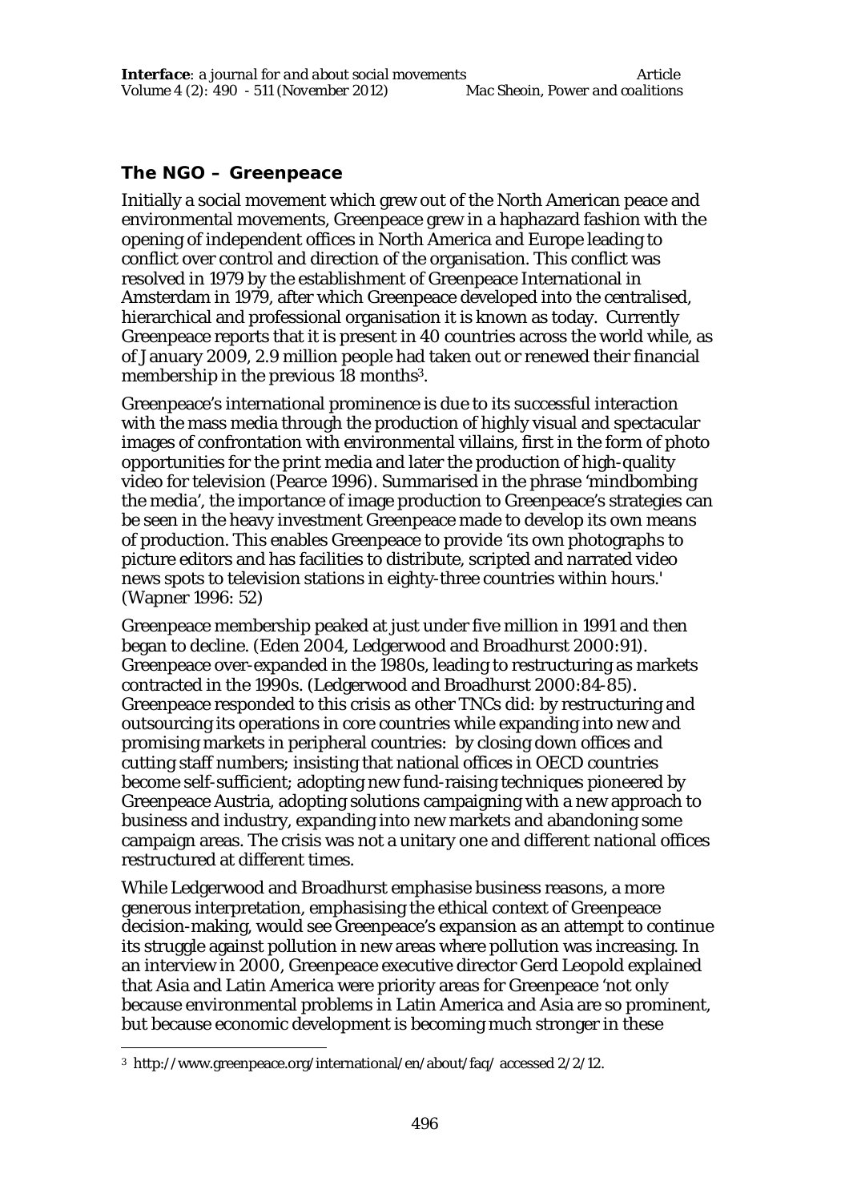## The NGO – Greenpeace

Initially a social movement which grew out of the North American peace and environmental movements, Greenpeace grew in a haphazard fashion with the opening of independent offices in North America and Europe leading to conflict over control and direction of the organisation. This conflict was resolved in 1979 by the establishment of Greenpeace International in Amsterdam in 1979, after which Greenpeace developed into the centralised, hierarchical and professional organisation it is known as today. Currently Greenpeace reports that it is present in 40 countries across the world while, as of January 2009, 2.9 million people had taken out or renewed their financial membership in the previous 18 months[3].

Greenpeace's international prominence is due to its successful interaction with the mass media through the production of highly visual and spectacular images of confrontation with environmental villains, first in the form of photo opportunities for the print media and later the production of high-quality video for television (Pearce 1996). Summarised in the phrase 'mindbombing the media', the importance of image production to Greenpeace's strategies can be seen in the heavy investment Greenpeace made to develop its own means of production. This enables Greenpeace to provide 'its own photographs to picture editors and has facilities to distribute, scripted and narrated video news spots to television stations in eighty-three countries within hours.' (Wapner 1996: 52)

Greenpeace membership peaked at just under five million in 1991 and then began to decline. (Eden 2004, Ledgerwood and Broadhurst 2000:91). Greenpeace over-expanded in the 1980s, leading to restructuring as markets contracted in the 1990s. (Ledgerwood and Broadhurst 2000:84-85). Greenpeace responded to this crisis as other TNCs did: by restructuring and outsourcing its operations in core countries while expanding into new and promising markets in peripheral countries: by closing down offices and cutting staff numbers; insisting that national offices in OECD countries become self-sufficient; adopting new fund-raising techniques pioneered by Greenpeace Austria, adopting solutions campaigning with a new approach to business and industry, expanding into new markets and abandoning some campaign areas. The crisis was not a unitary one and different national offices restructured at different times.

While Ledgerwood and Broadhurst emphasise business reasons, a more generous interpretation, emphasising the ethical context of Greenpeace decision-making, would see Greenpeace's expansion as an attempt to continue its struggle against pollution in new areas where pollution was increasing. In an interview in 2000, Greenpeace executive director Gerd Leopold explained that Asia and Latin America were priority areas for Greenpeace 'not only because environmental problems in Latin America and Asia are so prominent, but because economic development is becoming much stronger in these

[3] http://www.greenpeace.org/international/en/about/faq/ accessed 2/2/12.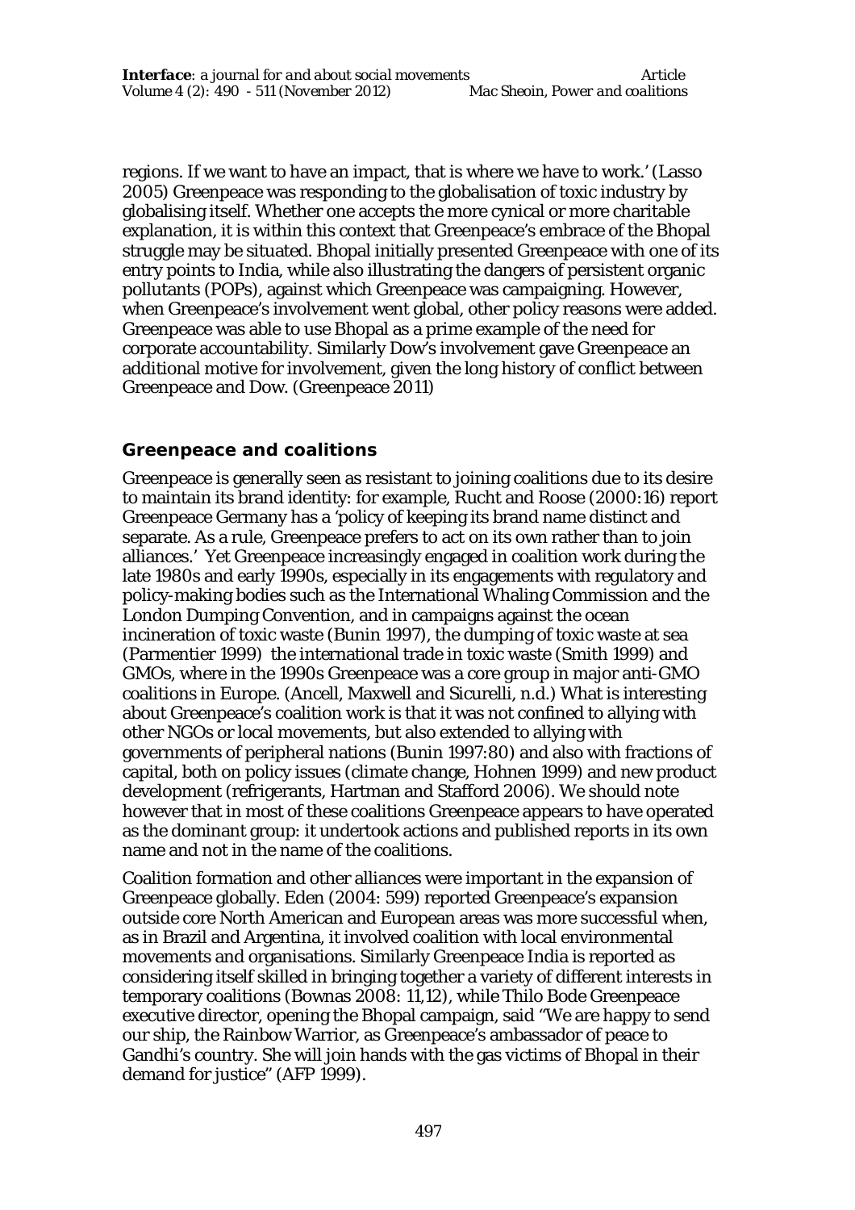regions. If we want to have an impact, that is where we have to work.' (Lasso 2005) Greenpeace was responding to the globalisation of toxic industry by globalising itself. Whether one accepts the more cynical or more charitable explanation, it is within this context that Greenpeace's embrace of the Bhopal struggle may be situated. Bhopal initially presented Greenpeace with one of its entry points to India, while also illustrating the dangers of persistent organic pollutants (POPs), against which Greenpeace was campaigning. However, when Greenpeace's involvement went global, other policy reasons were added. Greenpeace was able to use Bhopal as a prime example of the need for corporate accountability. Similarly Dow's involvement gave Greenpeace an additional motive for involvement, given the long history of conflict between Greenpeace and Dow. (Greenpeace 2011)

## Greenpeace and coalitions

Greenpeace is generally seen as resistant to joining coalitions due to its desire to maintain its brand identity: for example, Rucht and Roose (2000:16) report Greenpeace Germany has a 'policy of keeping its brand name distinct and separate. As a rule, Greenpeace prefers to act on its own rather than to join alliances.' Yet Greenpeace increasingly engaged in coalition work during the late 1980s and early 1990s, especially in its engagements with regulatory and policy-making bodies such as the International Whaling Commission and the London Dumping Convention, and in campaigns against the ocean incineration of toxic waste (Bunin 1997), the dumping of toxic waste at sea (Parmentier 1999) the international trade in toxic waste (Smith 1999) and GMOs, where in the 1990s Greenpeace was a core group in major anti-GMO coalitions in Europe. (Ancell, Maxwell and Sicurelli, n.d.) What is interesting about Greenpeace's coalition work is that it was not confined to allying with other NGOs or local movements, but also extended to allying with governments of peripheral nations (Bunin 1997:80) and also with fractions of capital, both on policy issues (climate change, Hohnen 1999) and new product development (refrigerants, Hartman and Stafford 2006). We should note however that in most of these coalitions Greenpeace appears to have operated as the dominant group: it undertook actions and published reports in its own name and not in the name of the coalitions.

Coalition formation and other alliances were important in the expansion of Greenpeace globally. Eden (2004: 599) reported Greenpeace's expansion outside core North American and European areas was more successful when, as in Brazil and Argentina, it involved coalition with local environmental movements and organisations. Similarly Greenpeace India is reported as considering itself skilled in bringing together a variety of different interests in temporary coalitions (Bownas 2008: 11,12), while Thilo Bode Greenpeace executive director, opening the Bhopal campaign, said "We are happy to send our ship, the Rainbow Warrior, as Greenpeace's ambassador of peace to Gandhi's country. She will join hands with the gas victims of Bhopal in their demand for justice" (AFP 1999).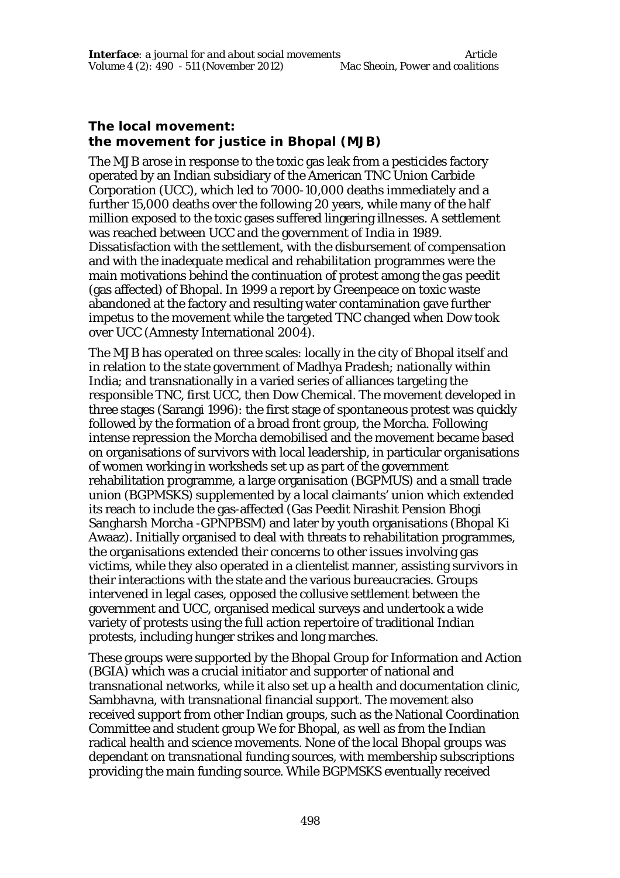### The local movement: the movement for justice in Bhopal (MJB)

The MJB arose in response to the toxic gas leak from a pesticides factory operated by an Indian subsidiary of the American TNC Union Carbide Corporation (UCC), which led to 7000-10,000 deaths immediately and a further 15,000 deaths over the following 20 years, while many of the half million exposed to the toxic gases suffered lingering illnesses. A settlement was reached between UCC and the government of India in 1989. Dissatisfaction with the settlement, with the disbursement of compensation and with the inadequate medical and rehabilitation programmes were the main motivations behind the continuation of protest among the *gas peedit* (gas affected) of Bhopal. In 1999 a report by Greenpeace on toxic waste abandoned at the factory and resulting water contamination gave further impetus to the movement while the targeted TNC changed when Dow took over UCC (Amnesty International 2004).

The MJB has operated on three scales: locally in the city of Bhopal itself and in relation to the state government of Madhya Pradesh; nationally within India; and transnationally in a varied series of alliances targeting the responsible TNC, first UCC, then Dow Chemical. The movement developed in three stages (Sarangi 1996): the first stage of spontaneous protest was quickly followed by the formation of a broad front group, the Morcha. Following intense repression the Morcha demobilised and the movement became based on organisations of survivors with local leadership, in particular organisations of women working in worksheds set up as part of the government rehabilitation programme, a large organisation (BGPMUS) and a small trade union (BGPMSKS) supplemented by a local claimants' union which extended its reach to include the gas-affected (Gas Peedit Nirashit Pension Bhogi Sangharsh Morcha -GPNPBSM) and later by youth organisations (Bhopal Ki Awaaz). Initially organised to deal with threats to rehabilitation programmes, the organisations extended their concerns to other issues involving gas victims, while they also operated in a clientelist manner, assisting survivors in their interactions with the state and the various bureaucracies. Groups intervened in legal cases, opposed the collusive settlement between the government and UCC, organised medical surveys and undertook a wide variety of protests using the full action repertoire of traditional Indian protests, including hunger strikes and long marches.

These groups were supported by the Bhopal Group for Information and Action (BGIA) which was a crucial initiator and supporter of national and transnational networks, while it also set up a health and documentation clinic, Sambhavna, with transnational financial support. The movement also received support from other Indian groups, such as the National Coordination Committee and student group We for Bhopal, as well as from the Indian radical health and science movements. None of the local Bhopal groups was dependant on transnational funding sources, with membership subscriptions providing the main funding source. While BGPMSKS eventually received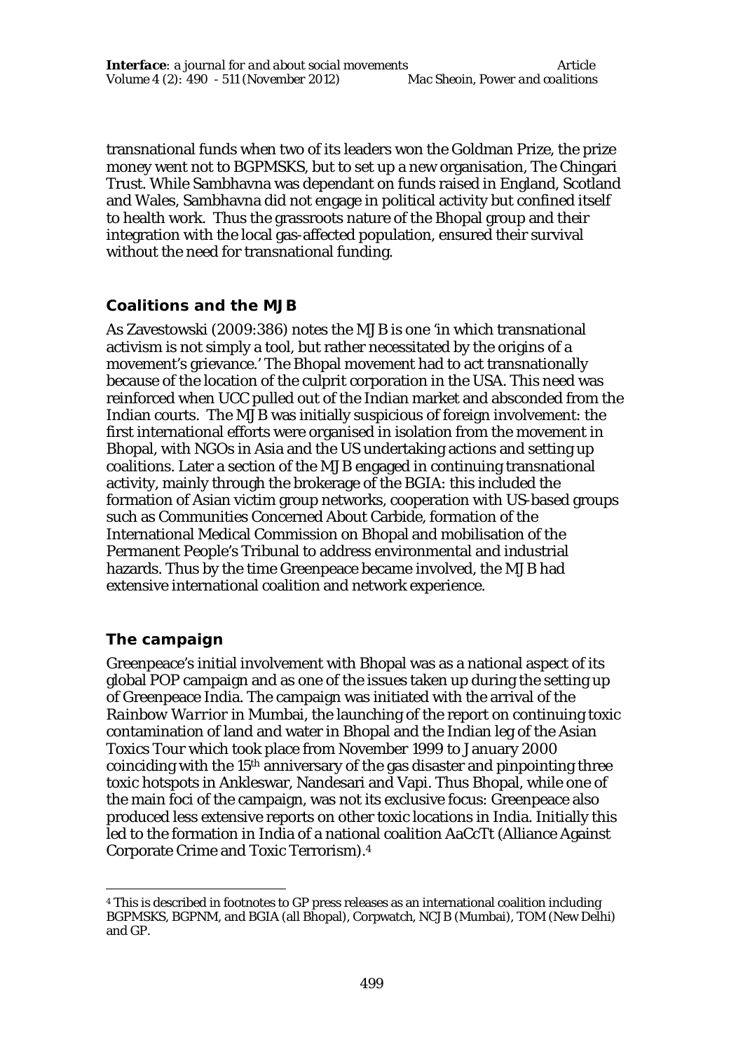transnational funds when two of its leaders won the Goldman Prize, the prize money went not to BGPMSKS, but to set up a new organisation, The Chingari Trust. While Sambhavna was dependant on funds raised in England, Scotland and Wales, Sambhavna did not engage in political activity but confined itself to health work. Thus the grassroots nature of the Bhopal group and their integration with the local gas-affected population, ensured their survival without the need for transnational funding.

## Coalitions and the MJB

As Zavestowski (2009:386) notes the MJB is one 'in which transnational activism is not simply a tool, but rather necessitated by the origins of a movement's grievance.' The Bhopal movement had to act transnationally because of the location of the culprit corporation in the USA. This need was reinforced when UCC pulled out of the Indian market and absconded from the Indian courts. The MJB was initially suspicious of foreign involvement: the first international efforts were organised in isolation from the movement in Bhopal, with NGOs in Asia and the US undertaking actions and setting up coalitions. Later a section of the MJB engaged in continuing transnational activity, mainly through the brokerage of the BGIA: this included the formation of Asian victim group networks, cooperation with US-based groups such as Communities Concerned About Carbide, formation of the International Medical Commission on Bhopal and mobilisation of the Permanent People's Tribunal to address environmental and industrial hazards. Thus by the time Greenpeace became involved, the MJB had extensive international coalition and network experience.

## The campaign

Greenpeace's initial involvement with Bhopal was as a national aspect of its global POP campaign and as one of the issues taken up during the setting up of Greenpeace India. The campaign was initiated with the arrival of the *Rainbow Warrior* in Mumbai, the launching of the report on continuing toxic contamination of land and water in Bhopal and the Indian leg of the Asian Toxics Tour which took place from November 1999 to January 2000 coinciding with the 15th anniversary of the gas disaster and pinpointing three toxic hotspots in Ankleswar, Nandesari and Vapi. Thus Bhopal, while one of the main foci of the campaign, was not its exclusive focus: Greenpeace also produced less extensive reports on other toxic locations in India. Initially this led to the formation in India of a national coalition AaCcTt (Alliance Against Corporate Crime and Toxic Terrorism).[4]

[4] This is described in footnotes to GP press releases as an international coalition including BGPMSKS, BGPNM, and BGIA (all Bhopal), Corpwatch, NCJB (Mumbai), TOM (New Delhi) and GP.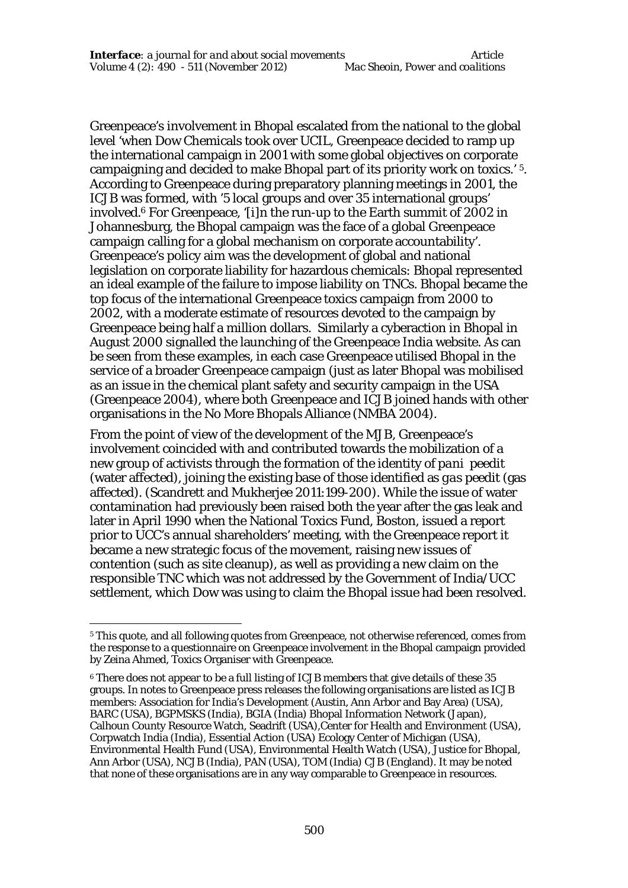Greenpeace's involvement in Bhopal escalated from the national to the global level 'when Dow Chemicals took over UCIL, Greenpeace decided to ramp up the international campaign in 2001 with some global objectives on corporate campaigning and decided to make Bhopal part of its priority work on toxics.' [5]. According to Greenpeace during preparatory planning meetings in 2001, the ICJB was formed, with '5 local groups and over 35 international groups' involved.[6] For Greenpeace, '[i]n the run-up to the Earth summit of 2002 in Johannesburg, the Bhopal campaign was the face of a global Greenpeace campaign calling for a global mechanism on corporate accountability'. Greenpeace's policy aim was the development of global and national legislation on corporate liability for hazardous chemicals: Bhopal represented an ideal example of the failure to impose liability on TNCs. Bhopal became the top focus of the international Greenpeace toxics campaign from 2000 to 2002, with a moderate estimate of resources devoted to the campaign by Greenpeace being half a million dollars. Similarly a cyberaction in Bhopal in August 2000 signalled the launching of the Greenpeace India website. As can be seen from these examples, in each case Greenpeace utilised Bhopal in the service of a broader Greenpeace campaign (just as later Bhopal was mobilised as an issue in the chemical plant safety and security campaign in the USA (Greenpeace 2004), where both Greenpeace and ICJB joined hands with other organisations in the No More Bhopals Alliance (NMBA 2004).

From the point of view of the development of the MJB, Greenpeace's involvement coincided with and contributed towards the mobilization of a new group of activists through the formation of the identity of *pani peedit* (water affected), joining the existing base of those identified as *gas peedit* (gas affected). (Scandrett and Mukherjee 2011:199-200). While the issue of water contamination had previously been raised both the year after the gas leak and later in April 1990 when the National Toxics Fund, Boston, issued a report prior to UCC's annual shareholders' meeting, with the Greenpeace report it became a new strategic focus of the movement, raising new issues of contention (such as site cleanup), as well as providing a new claim on the responsible TNC which was not addressed by the Government of India/UCC settlement, which Dow was using to claim the Bhopal issue had been resolved.

---

[5] This quote, and all following quotes from Greenpeace, not otherwise referenced, comes from the response to a questionnaire on Greenpeace involvement in the Bhopal campaign provided by Zeina Ahmed, Toxics Organiser with Greenpeace.

[6] There does not appear to be a full listing of ICJB members that give details of these 35 groups. In notes to Greenpeace press releases the following organisations are listed as ICJB members: Association for India's Development (Austin, Ann Arbor and Bay Area) (USA), BARC (USA), BGPMSKS (India), BGIA (India) Bhopal Information Network (Japan), Calhoun County Resource Watch, Seadrift (USA),Center for Health and Environment (USA), Corpwatch India (India), Essential Action (USA) Ecology Center of Michigan (USA), Environmental Health Fund (USA), Environmental Health Watch (USA), Justice for Bhopal, Ann Arbor (USA), NCJB (India), PAN (USA), TOM (India) CJB (England). It may be noted that none of these organisations are in any way comparable to Greenpeace in resources.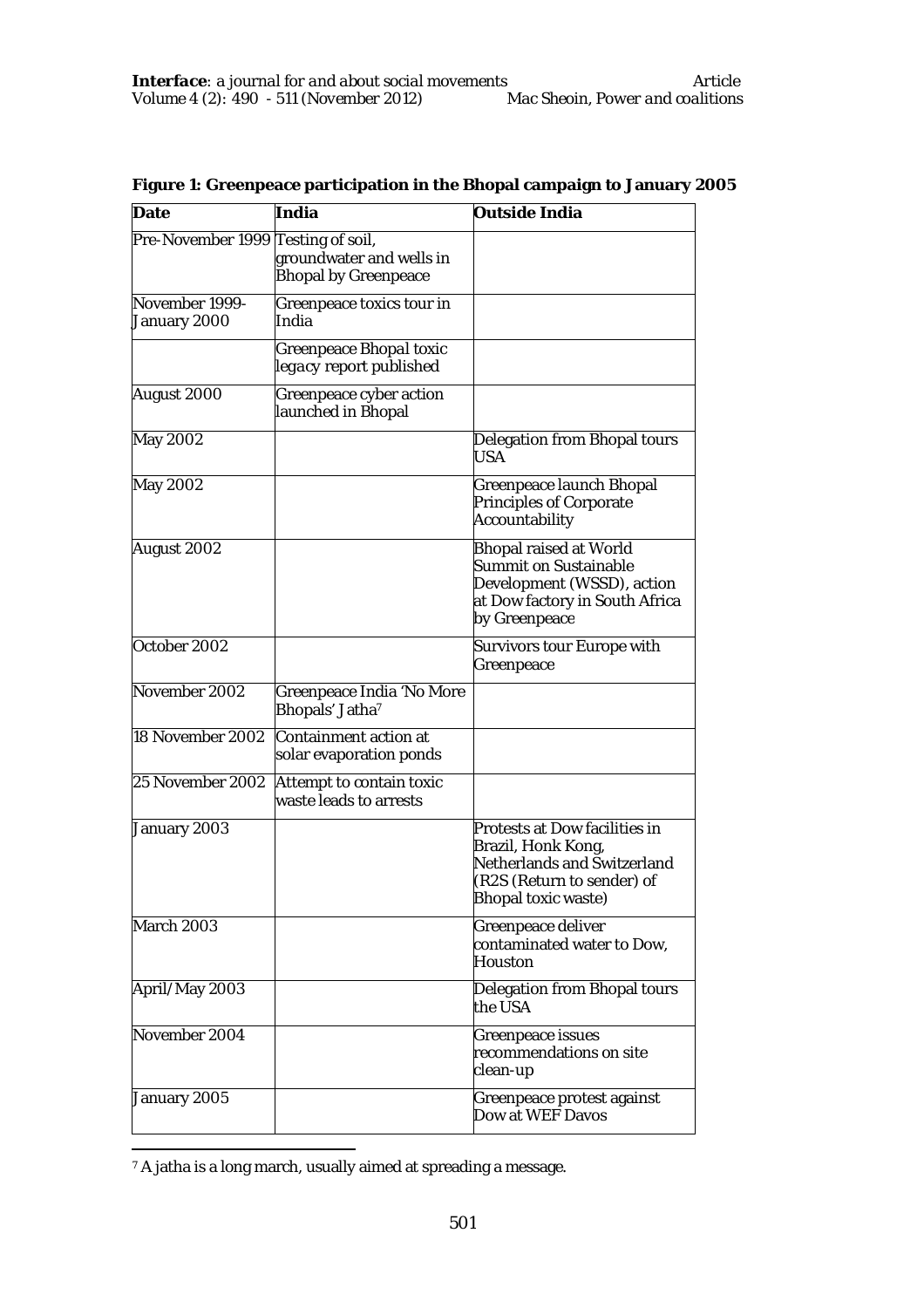**Figure 1: Greenpeace participation in the Bhopal campaign to January 2005**

| Date | India | Outside India |
|---|---|---|
| Pre-November 1999 | Testing of soil, groundwater and wells in Bhopal by Greenpeace | |
| November 1999-January 2000 | Greenpeace toxics tour in India | |
| | Greenpeace *Bhopal toxic legacy* report published | |
| August 2000 | Greenpeace cyber action launched in Bhopal | |
| May 2002 | | Delegation from Bhopal tours USA |
| May 2002 | | Greenpeace launch Bhopal Principles of Corporate Accountability |
| August 2002 | | Bhopal raised at World Summit on Sustainable Development (WSSD), action at Dow factory in South Africa by Greenpeace |
| October 2002 | | Survivors tour Europe with Greenpeace |
| November 2002 | Greenpeace India 'No More Bhopals' Jatha[7] | |
| 18 November 2002 | Containment action at solar evaporation ponds | |
| 25 November 2002 | Attempt to contain toxic waste leads to arrests | |
| January 2003 | | Protests at Dow facilities in Brazil, Honk Kong, Netherlands and Switzerland (R2S (Return to sender) of Bhopal toxic waste) |
| March 2003 | | Greenpeace deliver contaminated water to Dow, Houston |
| April/May 2003 | | Delegation from Bhopal tours the USA |
| November 2004 | | Greenpeace issues recommendations on site clean-up |
| January 2005 | | Greenpeace protest against Dow at WEF Davos |

[7] A jatha is a long march, usually aimed at spreading a message.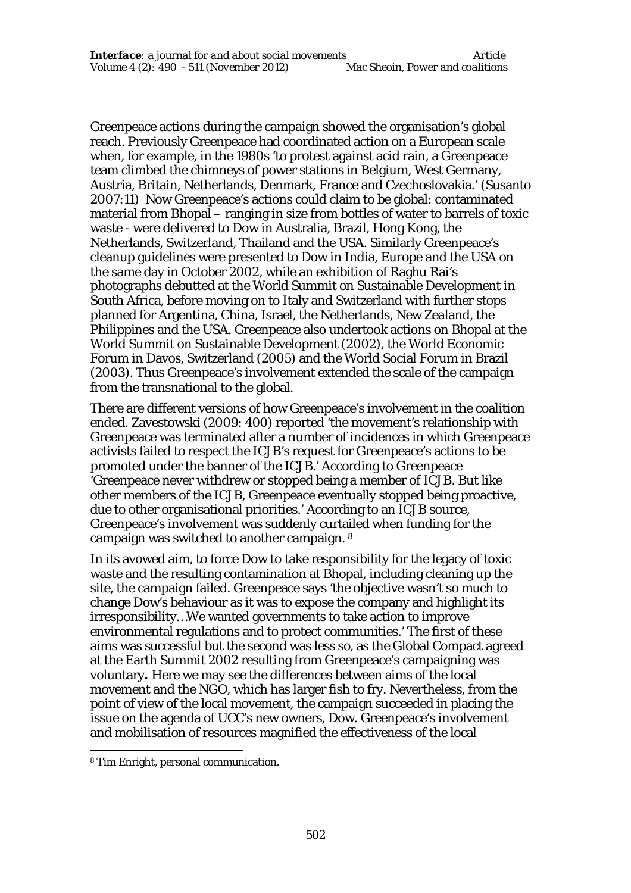Greenpeace actions during the campaign showed the organisation's global reach. Previously Greenpeace had coordinated action on a European scale when, for example, in the 1980s 'to protest against acid rain, a Greenpeace team climbed the chimneys of power stations in Belgium, West Germany, Austria, Britain, Netherlands, Denmark, France and Czechoslovakia.' (Susanto 2007:11) Now Greenpeace's actions could claim to be global: contaminated material from Bhopal – ranging in size from bottles of water to barrels of toxic waste - were delivered to Dow in Australia, Brazil, Hong Kong, the Netherlands, Switzerland, Thailand and the USA. Similarly Greenpeace's cleanup guidelines were presented to Dow in India, Europe and the USA on the same day in October 2002, while an exhibition of Raghu Rai's photographs debutted at the World Summit on Sustainable Development in South Africa, before moving on to Italy and Switzerland with further stops planned for Argentina, China, Israel, the Netherlands, New Zealand, the Philippines and the USA. Greenpeace also undertook actions on Bhopal at the World Summit on Sustainable Development (2002), the World Economic Forum in Davos, Switzerland (2005) and the World Social Forum in Brazil (2003). Thus Greenpeace's involvement extended the scale of the campaign from the transnational to the global.

There are different versions of how Greenpeace's involvement in the coalition ended. Zavestowski (2009: 400) reported 'the movement's relationship with Greenpeace was terminated after a number of incidences in which Greenpeace activists failed to respect the ICJB's request for Greenpeace's actions to be promoted under the banner of the ICJB.' According to Greenpeace 'Greenpeace never withdrew or stopped being a member of ICJB. But like other members of the ICJB, Greenpeace eventually stopped being proactive, due to other organisational priorities.' According to an ICJB source, Greenpeace's involvement was suddenly curtailed when funding for the campaign was switched to another campaign. [8]

In its avowed aim, to force Dow to take responsibility for the legacy of toxic waste and the resulting contamination at Bhopal, including cleaning up the site, the campaign failed. Greenpeace says 'the objective wasn't so much to change Dow's behaviour as it was to expose the company and highlight its irresponsibility…We wanted governments to take action to improve environmental regulations and to protect communities.' The first of these aims was successful but the second was less so, as the Global Compact agreed at the Earth Summit 2002 resulting from Greenpeace's campaigning was voluntary**.** Here we may see the differences between aims of the local movement and the NGO, which has larger fish to fry. Nevertheless, from the point of view of the local movement, the campaign succeeded in placing the issue on the agenda of UCC's new owners, Dow. Greenpeace's involvement and mobilisation of resources magnified the effectiveness of the local

[8] Tim Enright, personal communication.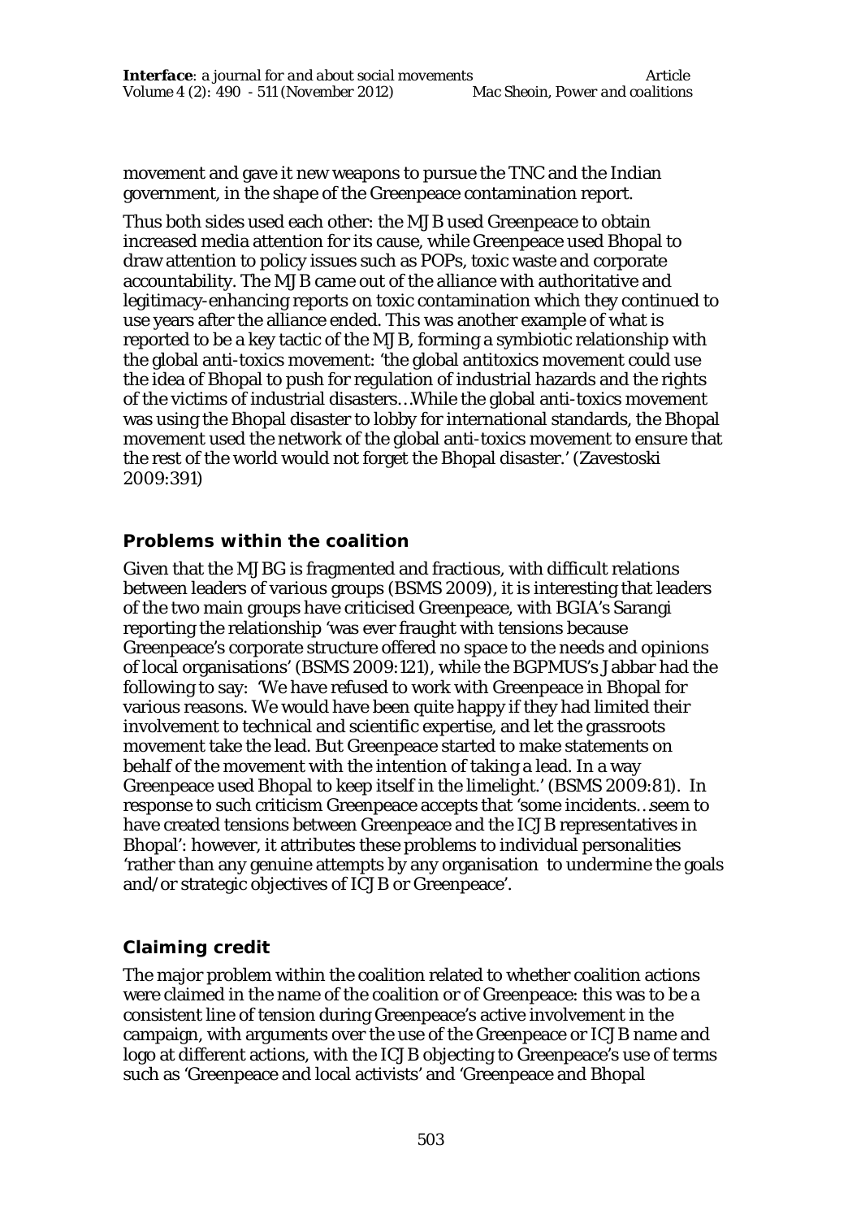movement and gave it new weapons to pursue the TNC and the Indian government, in the shape of the Greenpeace contamination report.

Thus both sides used each other: the MJB used Greenpeace to obtain increased media attention for its cause, while Greenpeace used Bhopal to draw attention to policy issues such as POPs, toxic waste and corporate accountability. The MJB came out of the alliance with authoritative and legitimacy-enhancing reports on toxic contamination which they continued to use years after the alliance ended. This was another example of what is reported to be a key tactic of the MJB, forming a symbiotic relationship with the global anti-toxics movement: 'the global antitoxics movement could use the idea of Bhopal to push for regulation of industrial hazards and the rights of the victims of industrial disasters…While the global anti-toxics movement was using the Bhopal disaster to lobby for international standards, the Bhopal movement used the network of the global anti-toxics movement to ensure that the rest of the world would not forget the Bhopal disaster.' (Zavestoski 2009:391)

## Problems within the coalition

Given that the MJBG is fragmented and fractious, with difficult relations between leaders of various groups (BSMS 2009), it is interesting that leaders of the two main groups have criticised Greenpeace, with BGIA's Sarangi reporting the relationship 'was ever fraught with tensions because Greenpeace's corporate structure offered no space to the needs and opinions of local organisations' (BSMS 2009:121), while the BGPMUS's Jabbar had the following to say: 'We have refused to work with Greenpeace in Bhopal for various reasons. We would have been quite happy if they had limited their involvement to technical and scientific expertise, and let the grassroots movement take the lead. But Greenpeace started to make statements on behalf of the movement with the intention of taking a lead. In a way Greenpeace used Bhopal to keep itself in the limelight.' (BSMS 2009:81). In response to such criticism Greenpeace accepts that 'some incidents…seem to have created tensions between Greenpeace and the ICJB representatives in Bhopal': however, it attributes these problems to individual personalities 'rather than any genuine attempts by any organisation to undermine the goals and/or strategic objectives of ICJB or Greenpeace'.

## Claiming credit

The major problem within the coalition related to whether coalition actions were claimed in the name of the coalition or of Greenpeace: this was to be a consistent line of tension during Greenpeace's active involvement in the campaign, with arguments over the use of the Greenpeace or ICJB name and logo at different actions, with the ICJB objecting to Greenpeace's use of terms such as 'Greenpeace and local activists' and 'Greenpeace and Bhopal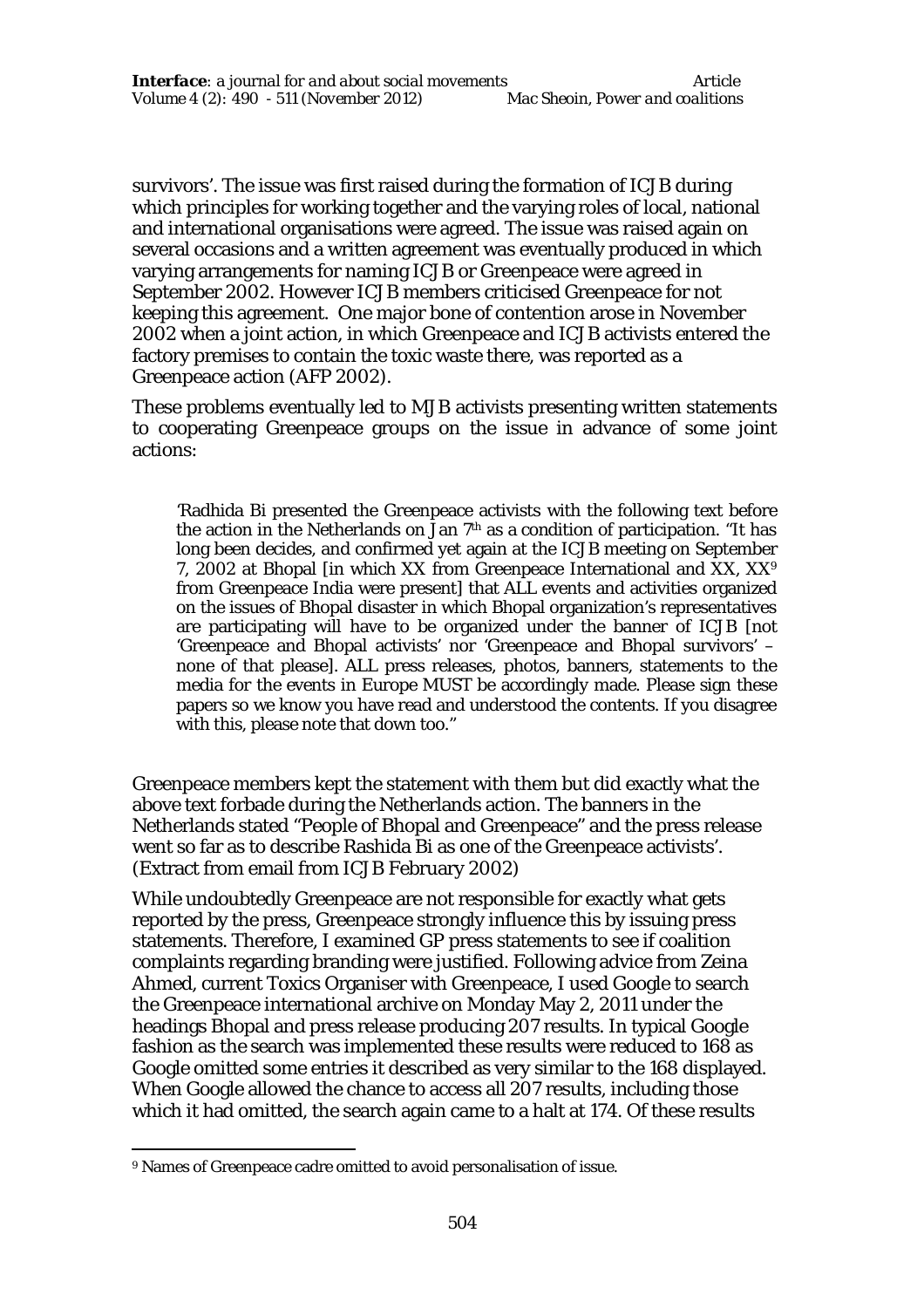survivors'. The issue was first raised during the formation of ICJB during which principles for working together and the varying roles of local, national and international organisations were agreed. The issue was raised again on several occasions and a written agreement was eventually produced in which varying arrangements for naming ICJB or Greenpeace were agreed in September 2002. However ICJB members criticised Greenpeace for not keeping this agreement. One major bone of contention arose in November 2002 when a joint action, in which Greenpeace and ICJB activists entered the factory premises to contain the toxic waste there, was reported as a Greenpeace action (AFP 2002).

These problems eventually led to MJB activists presenting written statements to cooperating Greenpeace groups on the issue in advance of some joint actions:

> 'Radhida Bi presented the Greenpeace activists with the following text before the action in the Netherlands on Jan 7th as a condition of participation. "It has long been decides, and confirmed yet again at the ICJB meeting on September 7, 2002 at Bhopal [in which XX from Greenpeace International and XX, XX[9] from Greenpeace India were present] that ALL events and activities organized on the issues of Bhopal disaster in which Bhopal organization's representatives are participating will have to be organized under the banner of ICJB [not 'Greenpeace and Bhopal activists' nor 'Greenpeace and Bhopal survivors' – none of that please]. ALL press releases, photos, banners, statements to the media for the events in Europe MUST be accordingly made. Please sign these papers so we know you have read and understood the contents. If you disagree with this, please note that down too."

Greenpeace members kept the statement with them but did exactly what the above text forbade during the Netherlands action. The banners in the Netherlands stated "People of Bhopal and Greenpeace" and the press release went so far as to describe Rashida Bi as one of the Greenpeace activists'. (Extract from email from ICJB February 2002)

While undoubtedly Greenpeace are not responsible for exactly what gets reported by the press, Greenpeace strongly influence this by issuing press statements. Therefore, I examined GP press statements to see if coalition complaints regarding branding were justified. Following advice from Zeina Ahmed, current Toxics Organiser with Greenpeace, I used Google to search the Greenpeace international archive on Monday May 2, 2011 under the headings Bhopal and press release producing 207 results. In typical Google fashion as the search was implemented these results were reduced to 168 as Google omitted some entries it described as very similar to the 168 displayed. When Google allowed the chance to access all 207 results, including those which it had omitted, the search again came to a halt at 174. Of these results

[9] Names of Greenpeace cadre omitted to avoid personalisation of issue.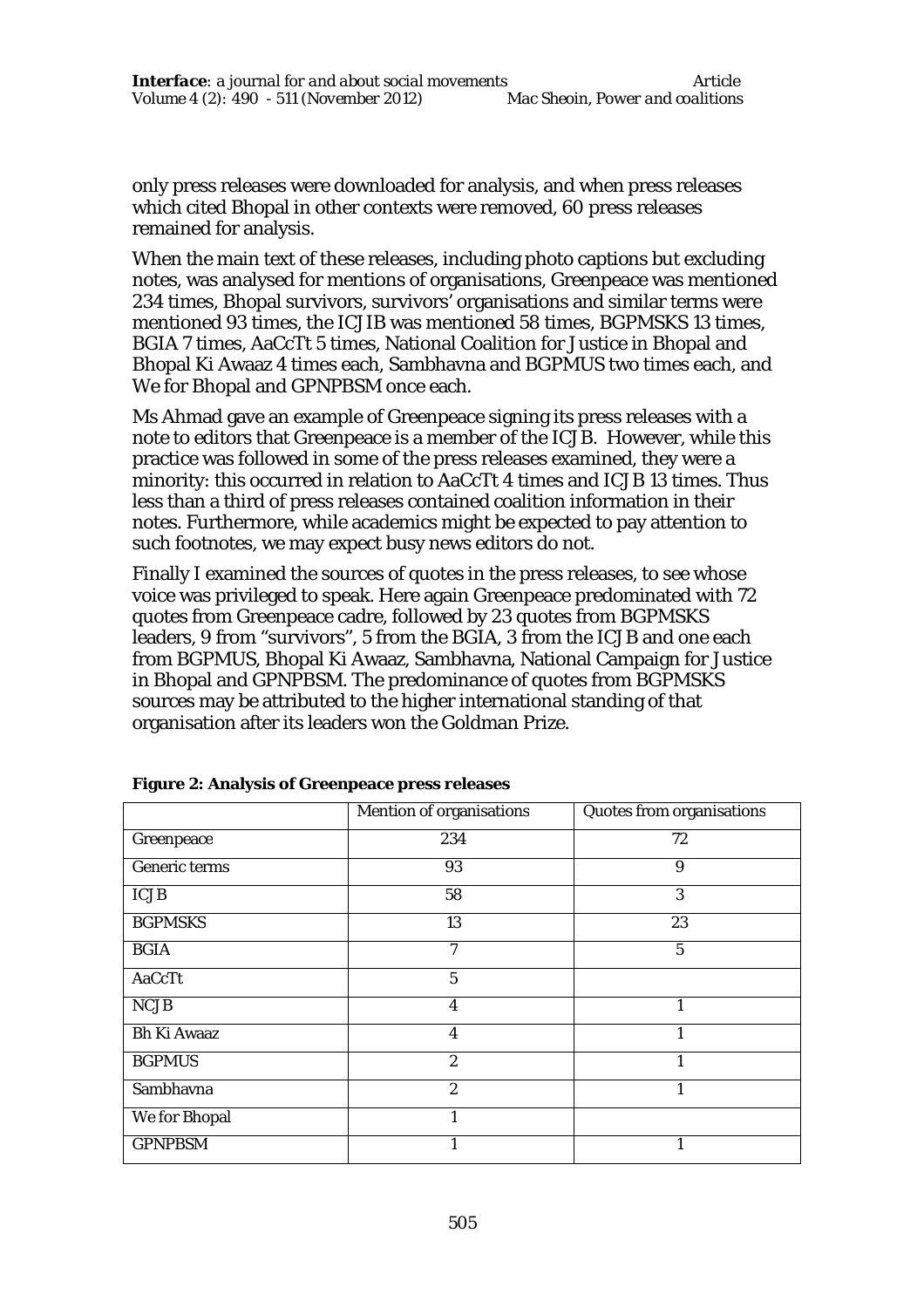only press releases were downloaded for analysis, and when press releases which cited Bhopal in other contexts were removed, 60 press releases remained for analysis.

When the main text of these releases, including photo captions but excluding notes, was analysed for mentions of organisations, Greenpeace was mentioned 234 times, Bhopal survivors, survivors' organisations and similar terms were mentioned 93 times, the ICJIB was mentioned 58 times, BGPMSKS 13 times, BGIA 7 times, AaCcTt 5 times, National Coalition for Justice in Bhopal and Bhopal Ki Awaaz 4 times each, Sambhavna and BGPMUS two times each, and We for Bhopal and GPNPBSM once each.

Ms Ahmad gave an example of Greenpeace signing its press releases with a note to editors that Greenpeace is a member of the ICJB. However, while this practice was followed in some of the press releases examined, they were a minority: this occurred in relation to AaCcTt 4 times and ICJB 13 times. Thus less than a third of press releases contained coalition information in their notes. Furthermore, while academics might be expected to pay attention to such footnotes, we may expect busy news editors do not.

Finally I examined the sources of quotes in the press releases, to see whose voice was privileged to speak. Here again Greenpeace predominated with 72 quotes from Greenpeace cadre, followed by 23 quotes from BGPMSKS leaders, 9 from "survivors", 5 from the BGIA, 3 from the ICJB and one each from BGPMUS, Bhopal Ki Awaaz, Sambhavna, National Campaign for Justice in Bhopal and GPNPBSM. The predominance of quotes from BGPMSKS sources may be attributed to the higher international standing of that organisation after its leaders won the Goldman Prize.

**Figure 2: Analysis of Greenpeace press releases**

| | Mention of organisations | Quotes from organisations |
|---|---|---|
| Greenpeace | 234 | 72 |
| Generic terms | 93 | 9 |
| ICJB | 58 | 3 |
| BGPMSKS | 13 | 23 |
| BGIA | 7 | 5 |
| AaCcTt | 5 | |
| NCJB | 4 | 1 |
| Bh Ki Awaaz | 4 | 1 |
| BGPMUS | 2 | 1 |
| Sambhavna | 2 | 1 |
| We for Bhopal | 1 | |
| GPNPBSM | 1 | 1 |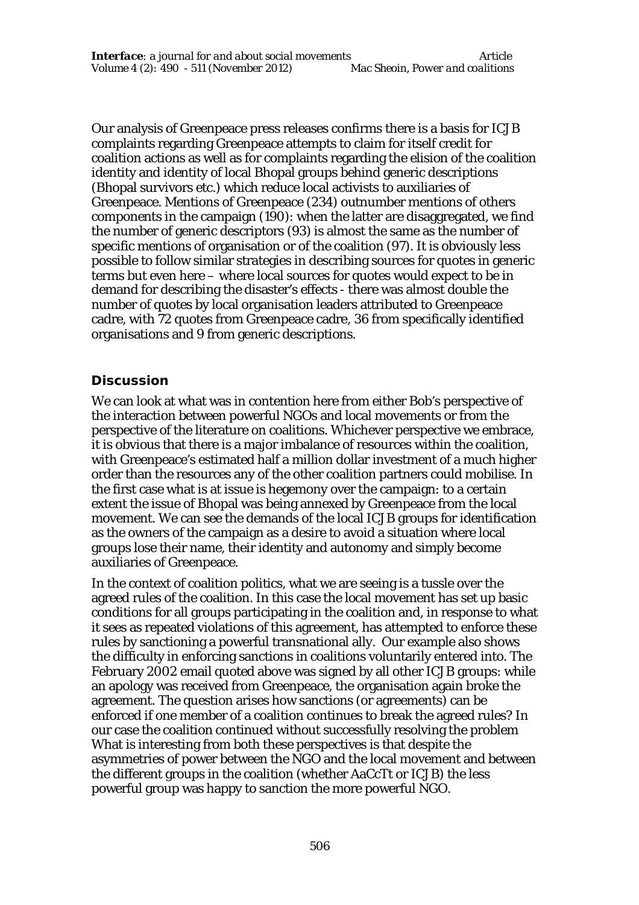Our analysis of Greenpeace press releases confirms there is a basis for ICJB complaints regarding Greenpeace attempts to claim for itself credit for coalition actions as well as for complaints regarding the elision of the coalition identity and identity of local Bhopal groups behind generic descriptions (Bhopal survivors etc.) which reduce local activists to auxiliaries of Greenpeace. Mentions of Greenpeace (234) outnumber mentions of others components in the campaign (190): when the latter are disaggregated, we find the number of generic descriptors (93) is almost the same as the number of specific mentions of organisation or of the coalition (97). It is obviously less possible to follow similar strategies in describing sources for quotes in generic terms but even here – where local sources for quotes would expect to be in demand for describing the disaster's effects - there was almost double the number of quotes by local organisation leaders attributed to Greenpeace cadre, with 72 quotes from Greenpeace cadre, 36 from specifically identified organisations and 9 from generic descriptions.

## Discussion

We can look at what was in contention here from either Bob's perspective of the interaction between powerful NGOs and local movements or from the perspective of the literature on coalitions. Whichever perspective we embrace, it is obvious that there is a major imbalance of resources within the coalition, with Greenpeace's estimated half a million dollar investment of a much higher order than the resources any of the other coalition partners could mobilise. In the first case what is at issue is hegemony over the campaign: to a certain extent the issue of Bhopal was being annexed by Greenpeace from the local movement. We can see the demands of the local ICJB groups for identification as the owners of the campaign as a desire to avoid a situation where local groups lose their name, their identity and autonomy and simply become auxiliaries of Greenpeace.

In the context of coalition politics, what we are seeing is a tussle over the agreed rules of the coalition. In this case the local movement has set up basic conditions for all groups participating in the coalition and, in response to what it sees as repeated violations of this agreement, has attempted to enforce these rules by sanctioning a powerful transnational ally. Our example also shows the difficulty in enforcing sanctions in coalitions voluntarily entered into. The February 2002 email quoted above was signed by all other ICJB groups: while an apology was received from Greenpeace, the organisation again broke the agreement. The question arises how sanctions (or agreements) can be enforced if one member of a coalition continues to break the agreed rules? In our case the coalition continued without successfully resolving the problem What is interesting from both these perspectives is that despite the asymmetries of power between the NGO and the local movement and between the different groups in the coalition (whether AaCcTt or ICJB) the less powerful group was happy to sanction the more powerful NGO.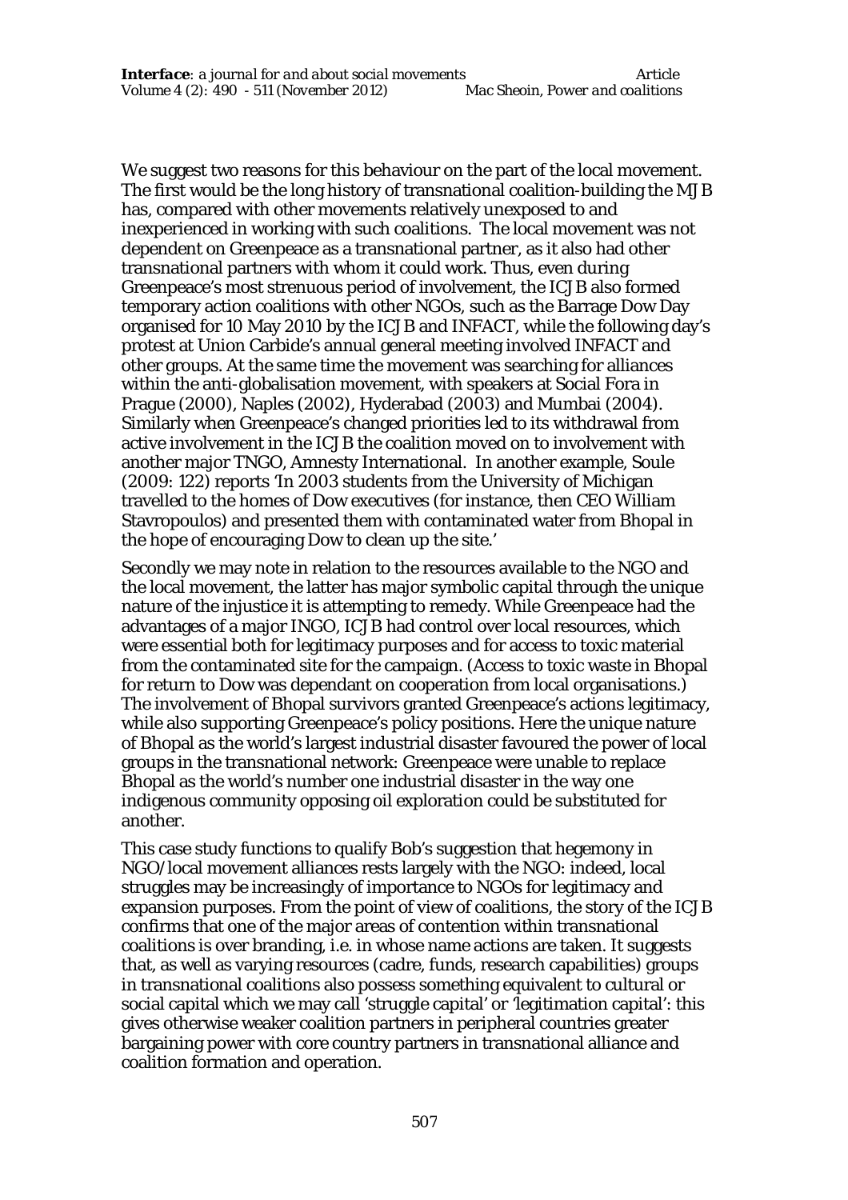We suggest two reasons for this behaviour on the part of the local movement. The first would be the long history of transnational coalition-building the MJB has, compared with other movements relatively unexposed to and inexperienced in working with such coalitions. The local movement was not dependent on Greenpeace as a transnational partner, as it also had other transnational partners with whom it could work. Thus, even during Greenpeace's most strenuous period of involvement, the ICJB also formed temporary action coalitions with other NGOs, such as the Barrage Dow Day organised for 10 May 2010 by the ICJB and INFACT, while the following day's protest at Union Carbide's annual general meeting involved INFACT and other groups. At the same time the movement was searching for alliances within the anti-globalisation movement, with speakers at Social Fora in Prague (2000), Naples (2002), Hyderabad (2003) and Mumbai (2004). Similarly when Greenpeace's changed priorities led to its withdrawal from active involvement in the ICJB the coalition moved on to involvement with another major TNGO, Amnesty International. In another example, Soule (2009: 122) reports 'In 2003 students from the University of Michigan travelled to the homes of Dow executives (for instance, then CEO William Stavropoulos) and presented them with contaminated water from Bhopal in the hope of encouraging Dow to clean up the site.'

Secondly we may note in relation to the resources available to the NGO and the local movement, the latter has major symbolic capital through the unique nature of the injustice it is attempting to remedy. While Greenpeace had the advantages of a major INGO, ICJB had control over local resources, which were essential both for legitimacy purposes and for access to toxic material from the contaminated site for the campaign. (Access to toxic waste in Bhopal for return to Dow was dependant on cooperation from local organisations.) The involvement of Bhopal survivors granted Greenpeace's actions legitimacy, while also supporting Greenpeace's policy positions. Here the unique nature of Bhopal as the world's largest industrial disaster favoured the power of local groups in the transnational network: Greenpeace were unable to replace Bhopal as the world's number one industrial disaster in the way one indigenous community opposing oil exploration could be substituted for another.

This case study functions to qualify Bob's suggestion that hegemony in NGO/local movement alliances rests largely with the NGO: indeed, local struggles may be increasingly of importance to NGOs for legitimacy and expansion purposes. From the point of view of coalitions, the story of the ICJB confirms that one of the major areas of contention within transnational coalitions is over branding, i.e. in whose name actions are taken. It suggests that, as well as varying resources (cadre, funds, research capabilities) groups in transnational coalitions also possess something equivalent to cultural or social capital which we may call 'struggle capital' or 'legitimation capital': this gives otherwise weaker coalition partners in peripheral countries greater bargaining power with core country partners in transnational alliance and coalition formation and operation.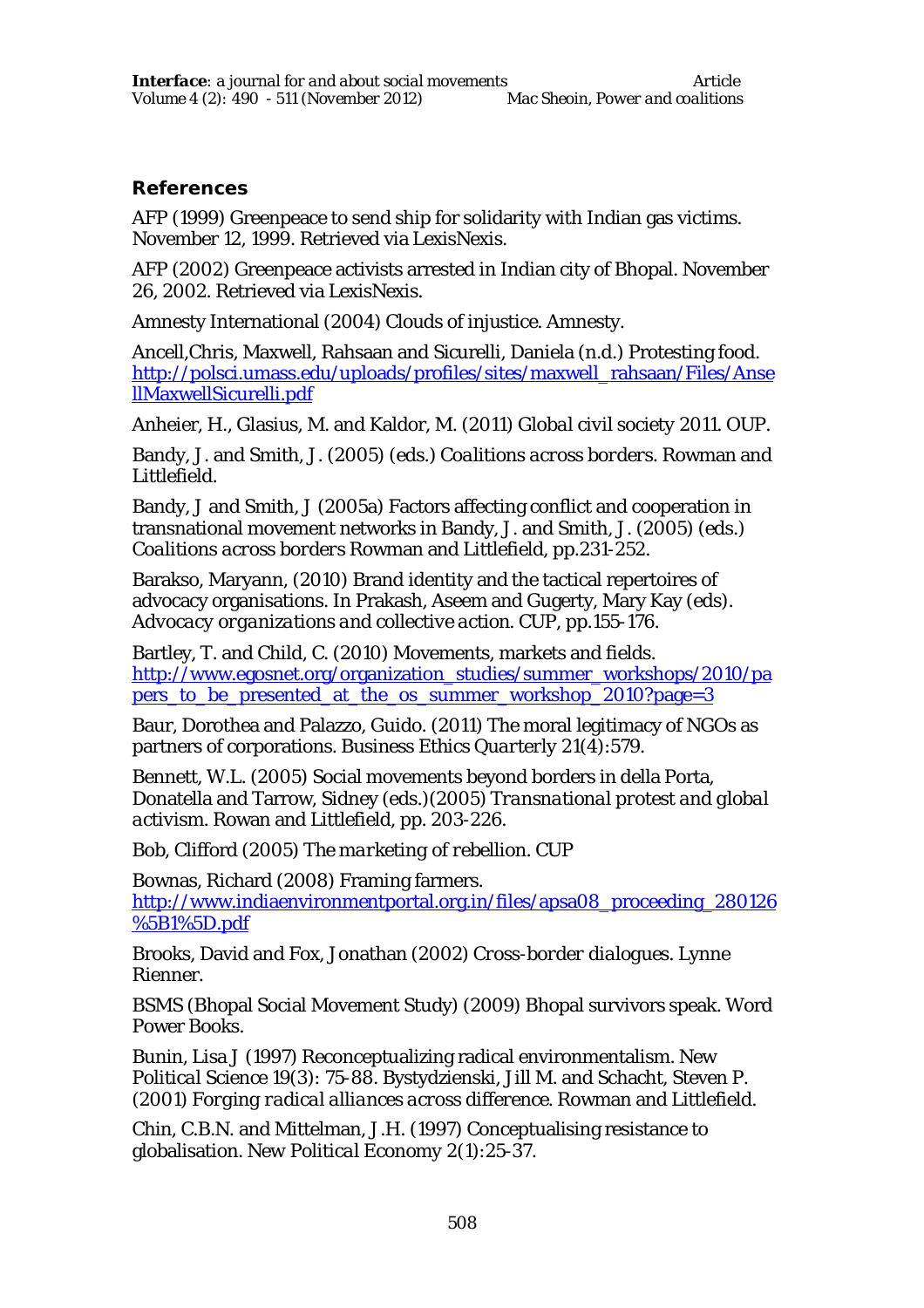## References

AFP (1999) Greenpeace to send ship for solidarity with Indian gas victims. November 12, 1999. Retrieved via LexisNexis.

AFP (2002) Greenpeace activists arrested in Indian city of Bhopal. November 26, 2002. Retrieved via LexisNexis.

Amnesty International (2004) Clouds of injustice. Amnesty.

Ancell,Chris, Maxwell, Rahsaan and Sicurelli, Daniela (n.d.) Protesting food. http://polsci.umass.edu/uploads/profiles/sites/maxwell_rahsaan/Files/AnsellMaxwellSicurelli.pdf

Anheier, H., Glasius, M. and Kaldor, M. (2011) Global civil society 2011. OUP.

Bandy, J. and Smith, J. (2005) (eds.) *Coalitions across borders*. Rowman and Littlefield.

Bandy, J and Smith, J (2005a) Factors affecting conflict and cooperation in transnational movement networks in Bandy, J. and Smith, J. (2005) (eds.) *Coalitions across borders* Rowman and Littlefield, pp.231-252.

Barakso, Maryann, (2010) Brand identity and the tactical repertoires of advocacy organisations. In Prakash, Aseem and Gugerty, Mary Kay (eds). *Advocacy organizations and collective action*. CUP, pp.155-176.

Bartley, T. and Child, C. (2010) Movements, markets and fields. http://www.egosnet.org/organization_studies/summer_workshops/2010/papers_to_be_presented_at_the_os_summer_workshop_2010?page=3

Baur, Dorothea and Palazzo, Guido. (2011) The moral legitimacy of NGOs as partners of corporations. *Business Ethics Quarterly* 21(4):579.

Bennett, W.L. (2005) Social movements beyond borders in della Porta, Donatella and Tarrow, Sidney (eds.)(2005) *Transnational protest and global activism*. Rowan and Littlefield, pp. 203-226.

Bob, Clifford (2005) *The marketing of rebellion*. CUP

Bownas, Richard (2008) Framing farmers. http://www.indiaenvironmentportal.org.in/files/apsa08_proceeding_280126%5B1%5D.pdf

Brooks, David and Fox, Jonathan (2002) *Cross-border dialogues*. Lynne Rienner.

BSMS (Bhopal Social Movement Study) (2009) Bhopal survivors speak. Word Power Books.

Bunin, Lisa J (1997) Reconceptualizing radical environmentalism. *New Political Science* 19(3): 75-88. Bystydzienski, Jill M. and Schacht, Steven P. (2001) *Forging radical alliances across difference*. Rowman and Littlefield.

Chin, C.B.N. and Mittelman, J.H. (1997) Conceptualising resistance to globalisation. *New Political Economy* 2(1):25-37.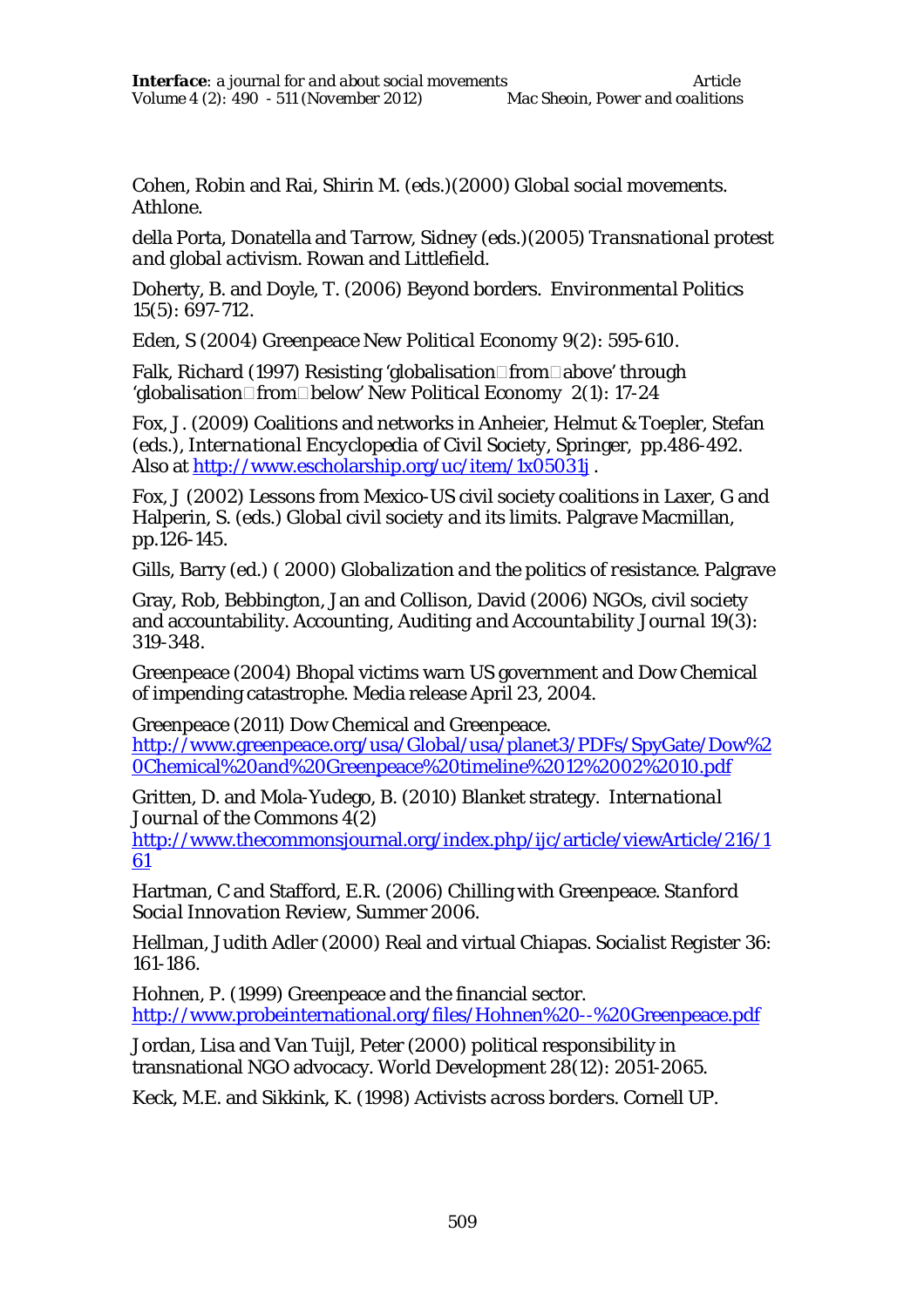Cohen, Robin and Rai, Shirin M. (eds.)(2000) *Global social movements*. Athlone.

della Porta, Donatella and Tarrow, Sidney (eds.)(2005) *Transnational protest and global activism*. Rowan and Littlefield.

Doherty, B. and Doyle, T. (2006) Beyond borders. *Environmental Politics* 15(5): 697-712.

Eden, S (2004) Greenpeace *New Political Economy* 9(2): 595-610.

Falk, Richard (1997) Resisting 'globalisation from above' through 'globalisation from below' *New Political Economy* 2(1): 17-24

Fox, J. (2009) Coalitions and networks in Anheier, Helmut & Toepler, Stefan (eds.), *International Encyclopedia of Civil Society*, Springer, pp.486-492. Also at http://www.escholarship.org/uc/item/1x05031j .

Fox, J (2002) Lessons from Mexico-US civil society coalitions in Laxer, G and Halperin, S. (eds.) *Global civil society and its limits*. Palgrave Macmillan, pp.126-145.

Gills, Barry (ed.) ( 2000) *Globalization and the politics of resistance*. Palgrave

Gray, Rob, Bebbington, Jan and Collison, David (2006) NGOs, civil society and accountability. *Accounting, Auditing and Accountability Journal* 19(3): 319-348.

Greenpeace (2004) Bhopal victims warn US government and Dow Chemical of impending catastrophe. Media release April 23, 2004.

Greenpeace (2011) Dow Chemical and Greenpeace. http://www.greenpeace.org/usa/Global/usa/planet3/PDFs/SpyGate/Dow%20Chemical%20and%20Greenpeace%20timeline%2012%2002%2010.pdf

Gritten, D. and Mola-Yudego, B. (2010) Blanket strategy. *International Journal of the Commons* 4(2) http://www.thecommonsjournal.org/index.php/ijc/article/viewArticle/216/161

Hartman, C and Stafford, E.R. (2006) Chilling with Greenpeace. *Stanford Social Innovation Review*, Summer 2006.

Hellman, Judith Adler (2000) Real and virtual Chiapas. *Socialist Register* 36: 161-186.

Hohnen, P. (1999) Greenpeace and the financial sector. http://www.probeinternational.org/files/Hohnen%20--%20Greenpeace.pdf

Jordan, Lisa and Van Tuijl, Peter (2000) political responsibility in transnational NGO advocacy. *World Development* 28(12): 2051-2065.

Keck, M.E. and Sikkink, K. (1998) *Activists across borders*. Cornell UP.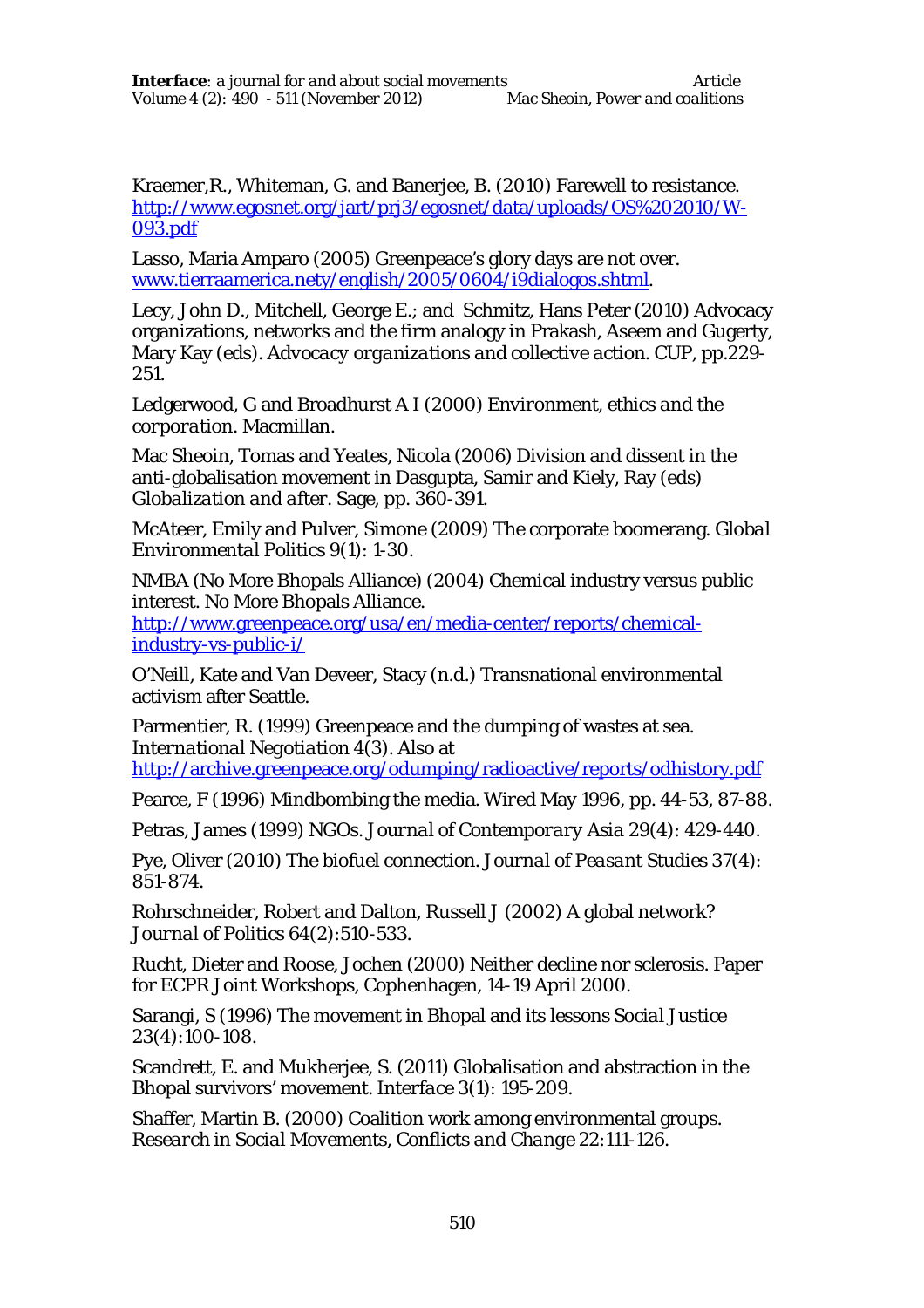Kraemer,R., Whiteman, G. and Banerjee, B. (2010) Farewell to resistance. http://www.egosnet.org/jart/prj3/egosnet/data/uploads/OS%202010/W-093.pdf

Lasso, Maria Amparo (2005) Greenpeace's glory days are not over. www.tierraamerica.nety/english/2005/0604/i9dialogos.shtml.

Lecy, John D., Mitchell, George E.; and Schmitz, Hans Peter (2010) Advocacy organizations, networks and the firm analogy in Prakash, Aseem and Gugerty, Mary Kay (eds). *Advocacy organizations and collective action*. CUP, pp.229-251.

Ledgerwood, G and Broadhurst A I (2000) *Environment, ethics and the corporation*. Macmillan.

Mac Sheoin, Tomas and Yeates, Nicola (2006) Division and dissent in the anti-globalisation movement in Dasgupta, Samir and Kiely, Ray (eds) *Globalization and after*. Sage, pp. 360-391.

McAteer, Emily and Pulver, Simone (2009) The corporate boomerang. *Global Environmental Politics* 9(1): 1-30.

NMBA (No More Bhopals Alliance) (2004) Chemical industry versus public interest. No More Bhopals Alliance. http://www.greenpeace.org/usa/en/media-center/reports/chemical-industry-vs-public-i/

O'Neill, Kate and Van Deveer, Stacy (n.d.) Transnational environmental activism after Seattle.

Parmentier, R. (1999) Greenpeace and the dumping of wastes at sea. *International Negotiation* 4(3). Also at http://archive.greenpeace.org/odumping/radioactive/reports/odhistory.pdf

Pearce, F (1996) Mindbombing the media. *Wired* May 1996, pp. 44-53, 87-88.

Petras, James (1999) NGOs. *Journal of Contemporary Asia* 29(4): 429-440.

Pye, Oliver (2010) The biofuel connection. *Journal of Peasant Studies* 37(4): 851-874.

Rohrschneider, Robert and Dalton, Russell J (2002) A global network? *Journal of Politics* 64(2):510-533.

Rucht, Dieter and Roose, Jochen (2000) Neither decline nor sclerosis. Paper for ECPR Joint Workshops, Cophenhagen, 14-19 April 2000.

Sarangi, S (1996) The movement in Bhopal and its lessons *Social Justice* 23(4):100-108.

Scandrett, E. and Mukherjee, S. (2011) Globalisation and abstraction in the Bhopal survivors' movement. *Interface* 3(1): 195-209.

Shaffer, Martin B. (2000) Coalition work among environmental groups. *Research in Social Movements, Conflicts and Change* 22:111-126.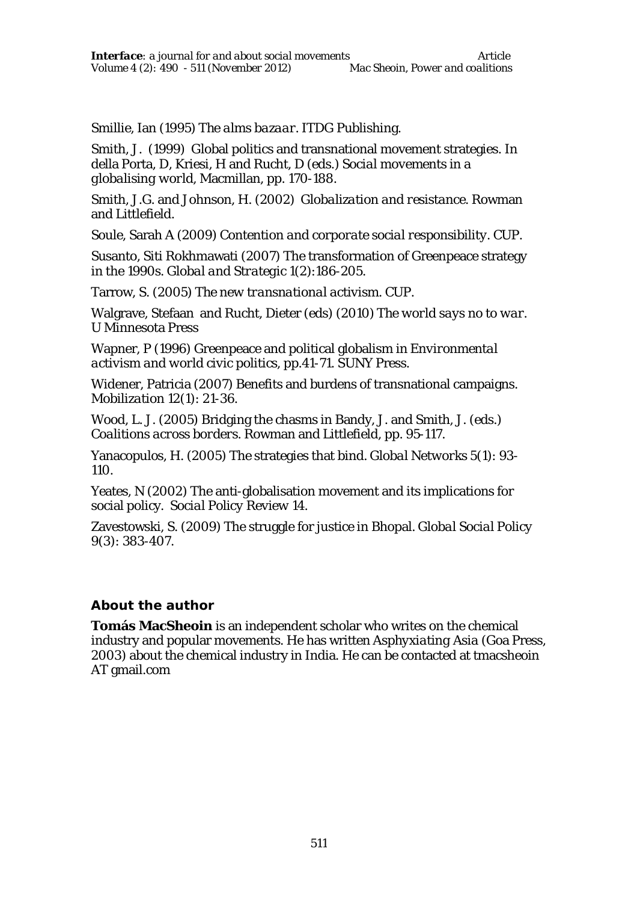Smillie, Ian (1995) *The alms bazaar*. ITDG Publishing.

Smith, J. (1999) Global politics and transnational movement strategies. In della Porta, D, Kriesi, H and Rucht, D (eds.) *Social movements in a globalising world*, Macmillan, pp. 170-188.

Smith, J.G. and Johnson, H. (2002) *Globalization and resistance*. Rowman and Littlefield.

Soule, Sarah A (2009) *Contention and corporate social responsibility*. CUP.

Susanto, Siti Rokhmawati (2007) The transformation of Greenpeace strategy in the 1990s. *Global and Strategic* 1(2):186-205.

Tarrow, S. (2005) *The new transnational activism*. CUP.

Walgrave, Stefaan and Rucht, Dieter (eds) (2010) *The world says no to war*. U Minnesota Press

Wapner, P (1996) Greenpeace and political globalism in *Environmental activism and world civic politics*, pp.41-71. SUNY Press.

Widener, Patricia (2007) Benefits and burdens of transnational campaigns. *Mobilization* 12(1): 21-36.

Wood, L. J. (2005) Bridging the chasms in Bandy, J. and Smith, J. (eds.) *Coalitions across borders*. Rowman and Littlefield, pp. 95-117.

Yanacopulos, H. (2005) The strategies that bind. *Global Networks* 5(1): 93-110.

Yeates, N (2002) The anti-globalisation movement and its implications for social policy. *Social Policy Review* 14.

Zavestowski, S. (2009) The struggle for justice in Bhopal. *Global Social Policy* 9(3): 383-407.

## About the author

**Tomás MacSheoin** is an independent scholar who writes on the chemical industry and popular movements. He has written *Asphyxiating Asia* (Goa Press, 2003) about the chemical industry in India. He can be contacted at tmacsheoin AT gmail.com